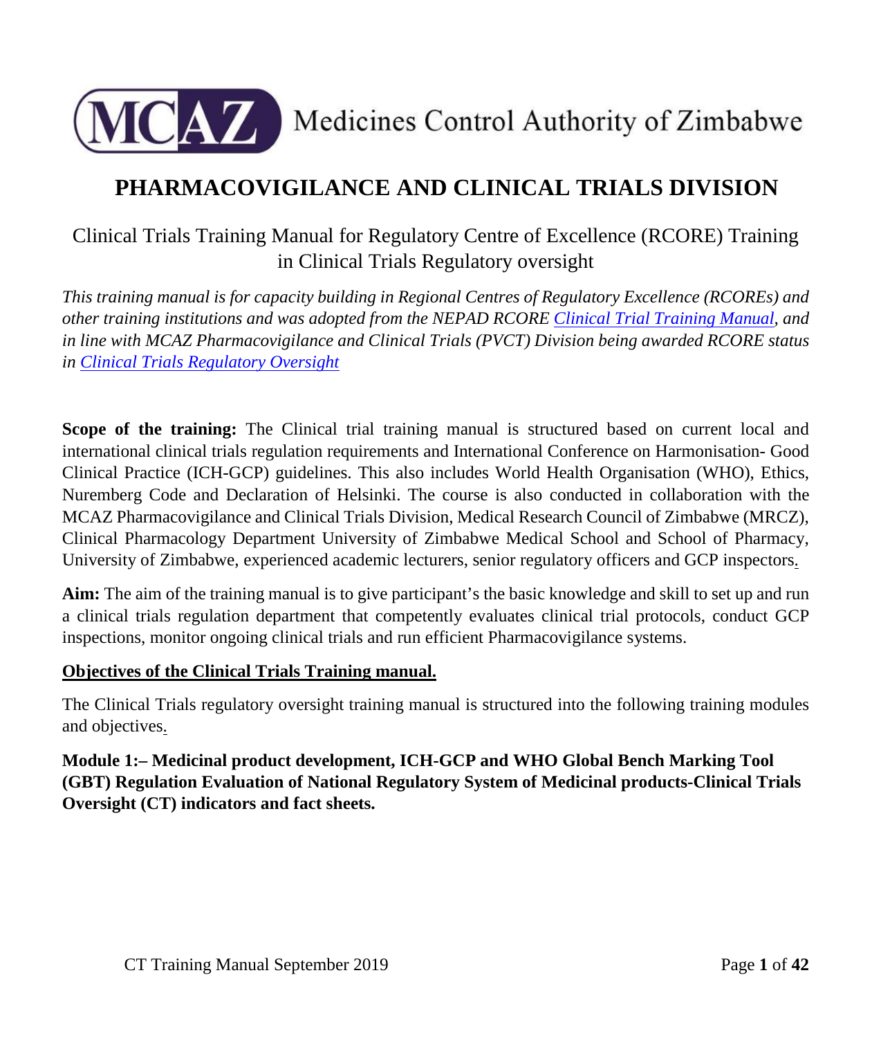Medicines Control Authority of Zimbabwe

# PHARMACOVIGILANCE AND CLINICAL TRIALS DIVISION

## Clinical Trials Training Manual for Regulatory Centre of Excellence (RCORE) Training in Clinical Trials Regulatory oversight

*This training manual is for capacity building in Regional Centres of Regulatory Excellence (RCOREs) and other training institutions and was adopted from the NEPAD RCORE Clinical Trial Training Manual, and in line with MCAZ Pharmacovigilance and Clinical Trials (PVCT) Division being awarded RCORE status in Clinical Trials Regulatory Oversight*

**Scope of the training:** The Clinical trial training manual is structured based on current local and international clinical trials regulation requirements and International Conference on Harmonisation- Good Clinical Practice (ICH-GCP) guidelines. This also includes World Health Organisation (WHO), Ethics, Nuremberg Code and Declaration of Helsinki. The course is also conducted in collaboration with the MCAZ Pharmacovigilance and Clinical Trials Division, Medical Research Council of Zimbabwe (MRCZ), Clinical Pharmacology Department University of Zimbabwe Medical School and School of Pharmacy, University of Zimbabwe, experienced academic lecturers, senior regulatory officers and GCP inspectors.

**Aim:** The aim of the training manual is to give participant's the basic knowledge and skill to set up and run a clinical trials regulation department that competently evaluates clinical trial protocols, conduct GCP inspections, monitor ongoing clinical trials and run efficient Pharmacovigilance systems.

**Objectives of the Clinical Trials Training manual.**

The Clinical Trials regulatory oversight training manual is structured into the following training modules and objectives.

**Module 1:– Medicinal product development, ICH-GCP and WHO Global Bench Marking Tool (GBT) Regulation Evaluation of National Regulatory System of Medicinal products-Clinical Trials Oversight (CT) indicators and fact sheets.**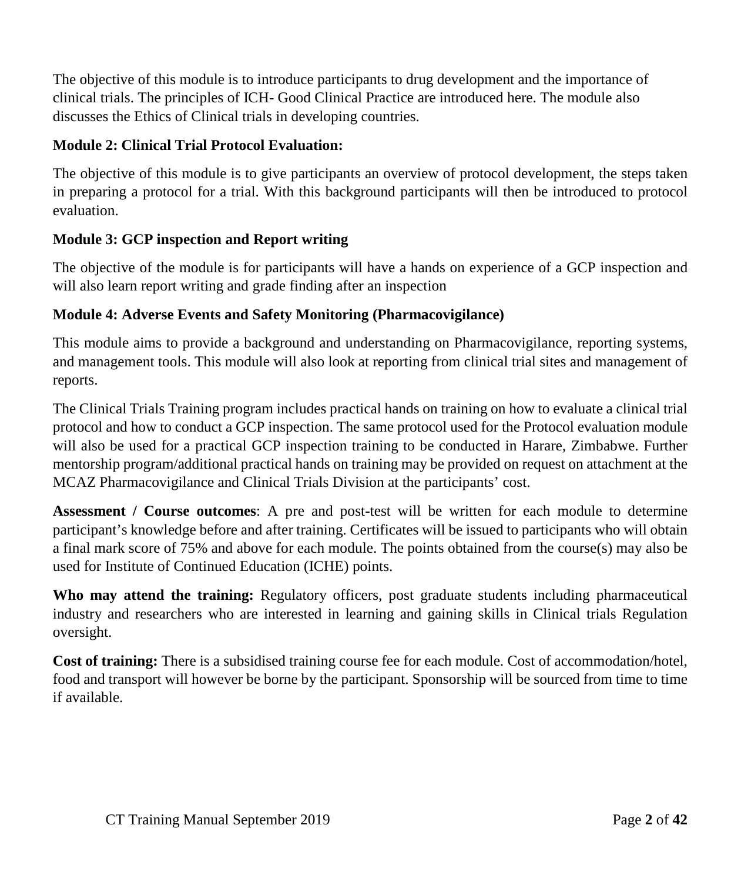The objective of this module is to introduce participants to drug development and the importance of clinical trials. The principles of ICH- Good Clinical Practice are introduced here. The module also discusses the Ethics of Clinical trials in developing countries.

**Module 2: Clinical Trial Protocol Evaluation:**

The objective of this module is to give participants an overview of protocol development, the steps taken in preparing a protocol for a trial. With this background participants will then be introduced to protocol evaluation.

**Module 3: GCP inspection and Report writing**

The objective of the module is for participants will have a hands on experience of a GCP inspection and will also learn report writing and grade finding after an inspection

**Module 4: Adverse Events and Safety Monitoring (Pharmacovigilance)**

This module aims to provide a background and understanding on Pharmacovigilance, reporting systems, and management tools. This module will also look at reporting from clinical trial sites and management of reports.

The Clinical Trials Training program includes practical hands on training on how to evaluate a clinical trial protocol and how to conduct a GCP inspection. The same protocol used for the Protocol evaluation module will also be used for a practical GCP inspection training to be conducted in Harare, Zimbabwe. Further mentorship program/additional practical hands on training may be provided on request on attachment at the MCAZ Pharmacovigilance and Clinical Trials Division at the participants' cost.

**Assessment / Course outcomes**: A pre and post-test will be written for each module to determine participant's knowledge before and after training. Certificates will be issued to participants who will obtain a final mark score of 75% and above for each module. The points obtained from the course(s) may also be used for Institute of Continued Education (ICHE) points.

**Who may attend the training:** Regulatory officers, post graduate students including pharmaceutical industry and researchers who are interested in learning and gaining skills in Clinical trials Regulation oversight.

**Cost of training:** There is a subsidised training course fee for each module. Cost of accommodation/hotel, food and transport will however be borne by the participant. Sponsorship will be sourced from time to time if available.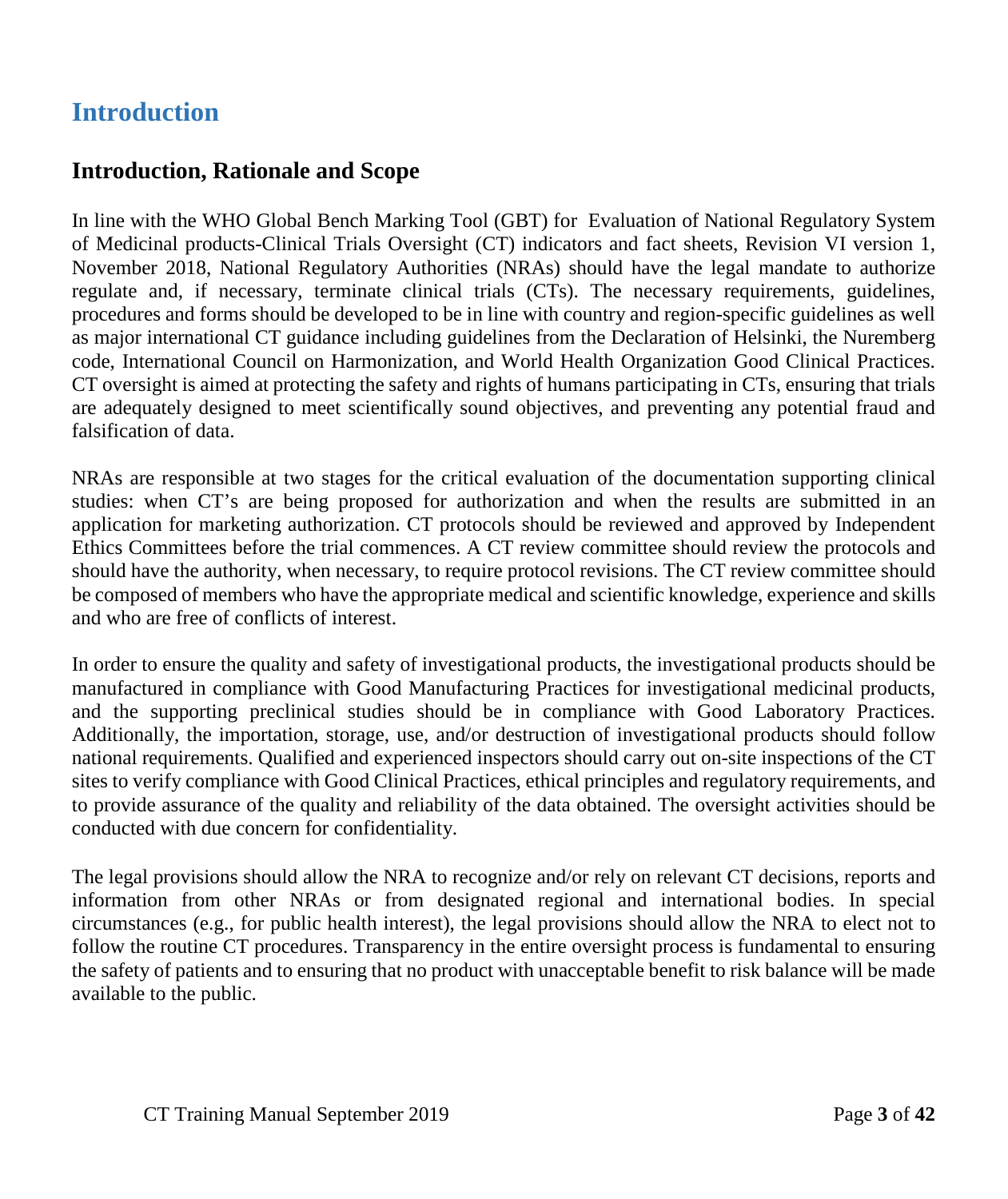# Introduction

## Introduction, Rationale and Scope

In line with the WHO Global Bench Marking Tool (GBT) for Evaluation of National Regulatory System of Medicinal products-Clinical Trials Oversight (CT) indicators and fact sheets, Revision VI version 1, November 2018, National Regulatory Authorities (NRAs) should have the legal mandate to authorize regulate and, if necessary, terminate clinical trials (CTs). The necessary requirements, guidelines, procedures and forms should be developed to be in line with country and region-specific guidelines as well as major international CT guidance including guidelines from the Declaration of Helsinki, the Nuremberg code, International Council on Harmonization, and World Health Organization Good Clinical Practices. CT oversight is aimed at protecting the safety and rights of humans participating in CTs, ensuring that trials are adequately designed to meet scientifically sound objectives, and preventing any potential fraud and falsification of data.

NRAs are responsible at two stages for the critical evaluation of the documentation supporting clinical studies: when CT's are being proposed for authorization and when the results are submitted in an application for marketing authorization. CT protocols should be reviewed and approved by Independent Ethics Committees before the trial commences. A CT review committee should review the protocols and should have the authority, when necessary, to require protocol revisions. The CT review committee should be composed of members who have the appropriate medical and scientific knowledge, experience and skills and who are free of conflicts of interest.

In order to ensure the quality and safety of investigational products, the investigational products should be manufactured in compliance with Good Manufacturing Practices for investigational medicinal products, and the supporting preclinical studies should be in compliance with Good Laboratory Practices. Additionally, the importation, storage, use, and/or destruction of investigational products should follow national requirements. Qualified and experienced inspectors should carry out on-site inspections of the CT sites to verify compliance with Good Clinical Practices, ethical principles and regulatory requirements, and to provide assurance of the quality and reliability of the data obtained. The oversight activities should be conducted with due concern for confidentiality.

The legal provisions should allow the NRA to recognize and/or rely on relevant CT decisions, reports and information from other NRAs or from designated regional and international bodies. In special circumstances (e.g., for public health interest), the legal provisions should allow the NRA to elect not to follow the routine CT procedures. Transparency in the entire oversight process is fundamental to ensuring the safety of patients and to ensuring that no product with unacceptable benefit to risk balance will be made available to the public.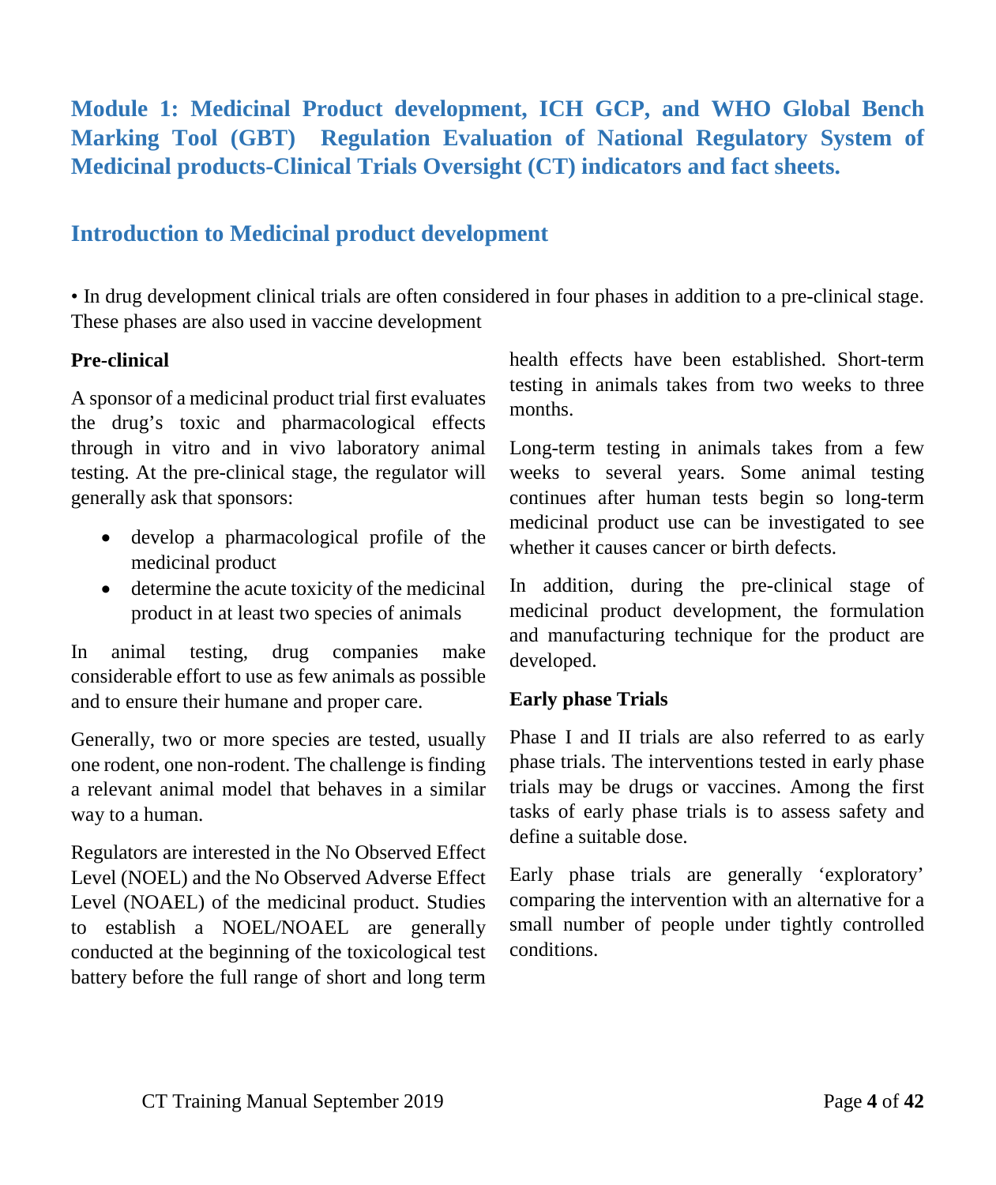# Module 1: Medicinal Product development, ICH GCP, and WHO Global Bench Marking Tool (GBT) Regulation Evaluation of National Regulatory System of Medicinal products-Clinical Trials Oversight (CT) indicators and fact sheets.

## Introduction to Medicinal product development

• In drug development clinical trials are often considered in four phases in addition to a pre-clinical stage. These phases are also used in vaccine development

**Pre-clinical**

A sponsor of a medicinal product trial first evaluates the drug's toxic and pharmacological effects through in vitro and in vivo laboratory animal testing. At the pre-clinical stage, the regulator will generally ask that sponsors:

- develop a pharmacological profile of the medicinal product
- determine the acute toxicity of the medicinal product in at least two species of animals

In animal testing, drug companies make considerable effort to use as few animals as possible and to ensure their humane and proper care.

Generally, two or more species are tested, usually one rodent, one non-rodent. The challenge is finding a relevant animal model that behaves in a similar way to a human.

Regulators are interested in the No Observed Effect Level (NOEL) and the No Observed Adverse Effect Level (NOAEL) of the medicinal product. Studies to establish a NOEL/NOAEL are generally conducted at the beginning of the toxicological test battery before the full range of short and long term health effects have been established. Short-term testing in animals takes from two weeks to three months.

Long-term testing in animals takes from a few weeks to several years. Some animal testing continues after human tests begin so long-term medicinal product use can be investigated to see whether it causes cancer or birth defects.

In addition, during the pre-clinical stage of medicinal product development, the formulation and manufacturing technique for the product are developed.

**Early phase Trials**

Phase I and II trials are also referred to as early phase trials. The interventions tested in early phase trials may be drugs or vaccines. Among the first tasks of early phase trials is to assess safety and define a suitable dose.

Early phase trials are generally 'exploratory' comparing the intervention with an alternative for a small number of people under tightly controlled conditions.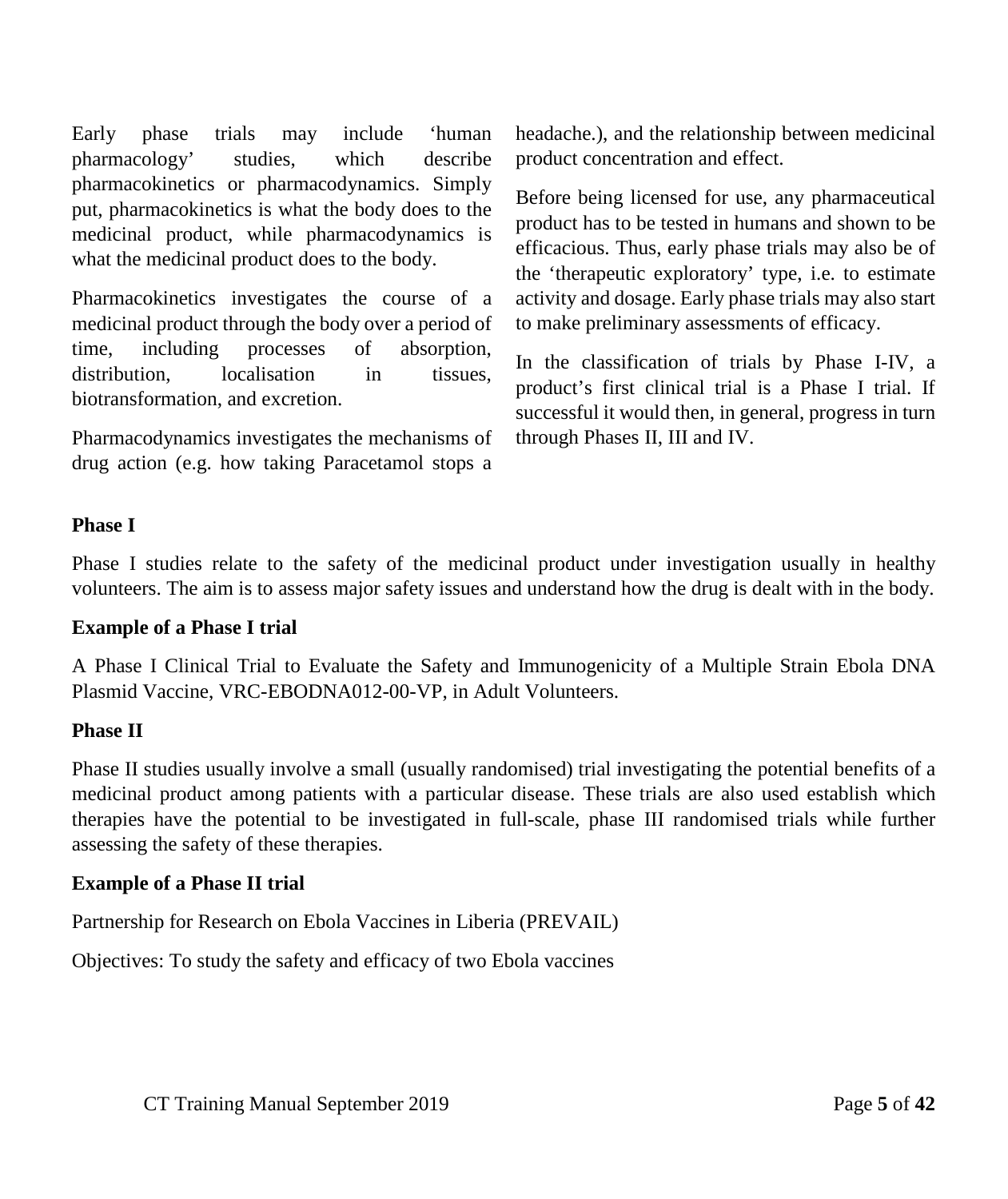Early phase trials may include 'human pharmacology' studies, which describe pharmacokinetics or pharmacodynamics. Simply put, pharmacokinetics is what the body does to the medicinal product, while pharmacodynamics is what the medicinal product does to the body.

Pharmacokinetics investigates the course of a medicinal product through the body over a period of time, including processes of absorption, distribution, localisation in tissues, biotransformation, and excretion.

Pharmacodynamics investigates the mechanisms of drug action (e.g. how taking Paracetamol stops a headache.), and the relationship between medicinal product concentration and effect.

Before being licensed for use, any pharmaceutical product has to be tested in humans and shown to be efficacious. Thus, early phase trials may also be of the 'therapeutic exploratory' type, i.e. to estimate activity and dosage. Early phase trials may also start to make preliminary assessments of efficacy.

In the classification of trials by Phase I-IV, a product's first clinical trial is a Phase I trial. If successful it would then, in general, progress in turn through Phases II, III and IV.

**Phase I**

Phase I studies relate to the safety of the medicinal product under investigation usually in healthy volunteers. The aim is to assess major safety issues and understand how the drug is dealt with in the body.

**Example of a Phase I trial**

A Phase I Clinical Trial to Evaluate the Safety and Immunogenicity of a Multiple Strain Ebola DNA Plasmid Vaccine, VRC-EBODNA012-00-VP, in Adult Volunteers.

**Phase II**

Phase II studies usually involve a small (usually randomised) trial investigating the potential benefits of a medicinal product among patients with a particular disease. These trials are also used establish which therapies have the potential to be investigated in full-scale, phase III randomised trials while further assessing the safety of these therapies.

**Example of a Phase II trial**

Partnership for Research on Ebola Vaccines in Liberia (PREVAIL)

Objectives: To study the safety and efficacy of two Ebola vaccines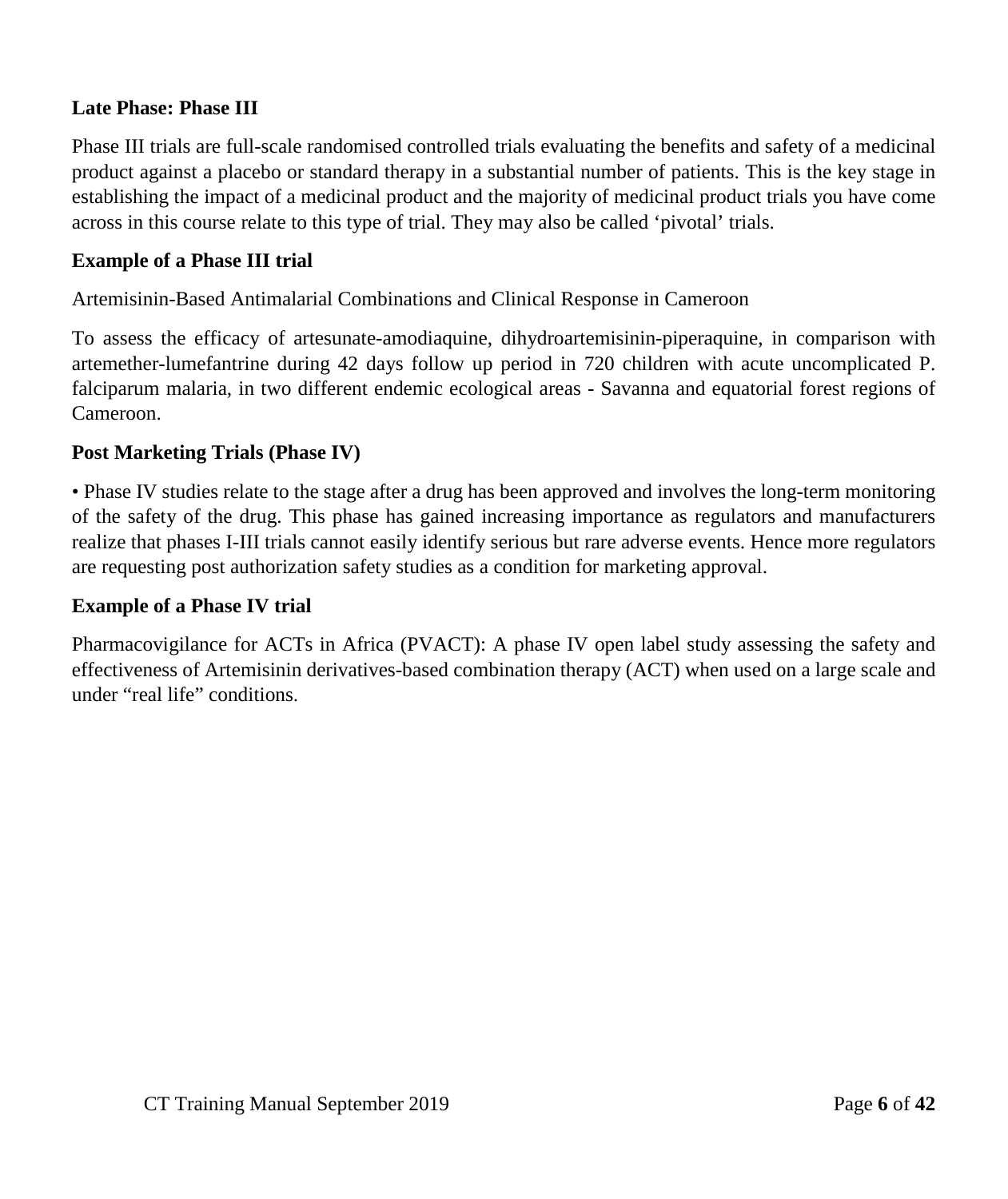**Late Phase: Phase III**

Phase III trials are full-scale randomised controlled trials evaluating the benefits and safety of a medicinal product against a placebo or standard therapy in a substantial number of patients. This is the key stage in establishing the impact of a medicinal product and the majority of medicinal product trials you have come across in this course relate to this type of trial. They may also be called ‘pivotal’ trials.

**Example of a Phase III trial**

Artemisinin-Based Antimalarial Combinations and Clinical Response in Cameroon

To assess the efficacy of artesunate-amodiaquine, dihydroartemisinin-piperaquine, in comparison with artemether-lumefantrine during 42 days follow up period in 720 children with acute uncomplicated P. falciparum malaria, in two different endemic ecological areas - Savanna and equatorial forest regions of Cameroon.

**Post Marketing Trials (Phase IV)**

• Phase IV studies relate to the stage after a drug has been approved and involves the long-term monitoring of the safety of the drug. This phase has gained increasing importance as regulators and manufacturers realize that phases I-III trials cannot easily identify serious but rare adverse events. Hence more regulators are requesting post authorization safety studies as a condition for marketing approval.

**Example of a Phase IV trial**

Pharmacovigilance for ACTs in Africa (PVACT): A phase IV open label study assessing the safety and effectiveness of Artemisinin derivatives-based combination therapy (ACT) when used on a large scale and under “real life” conditions.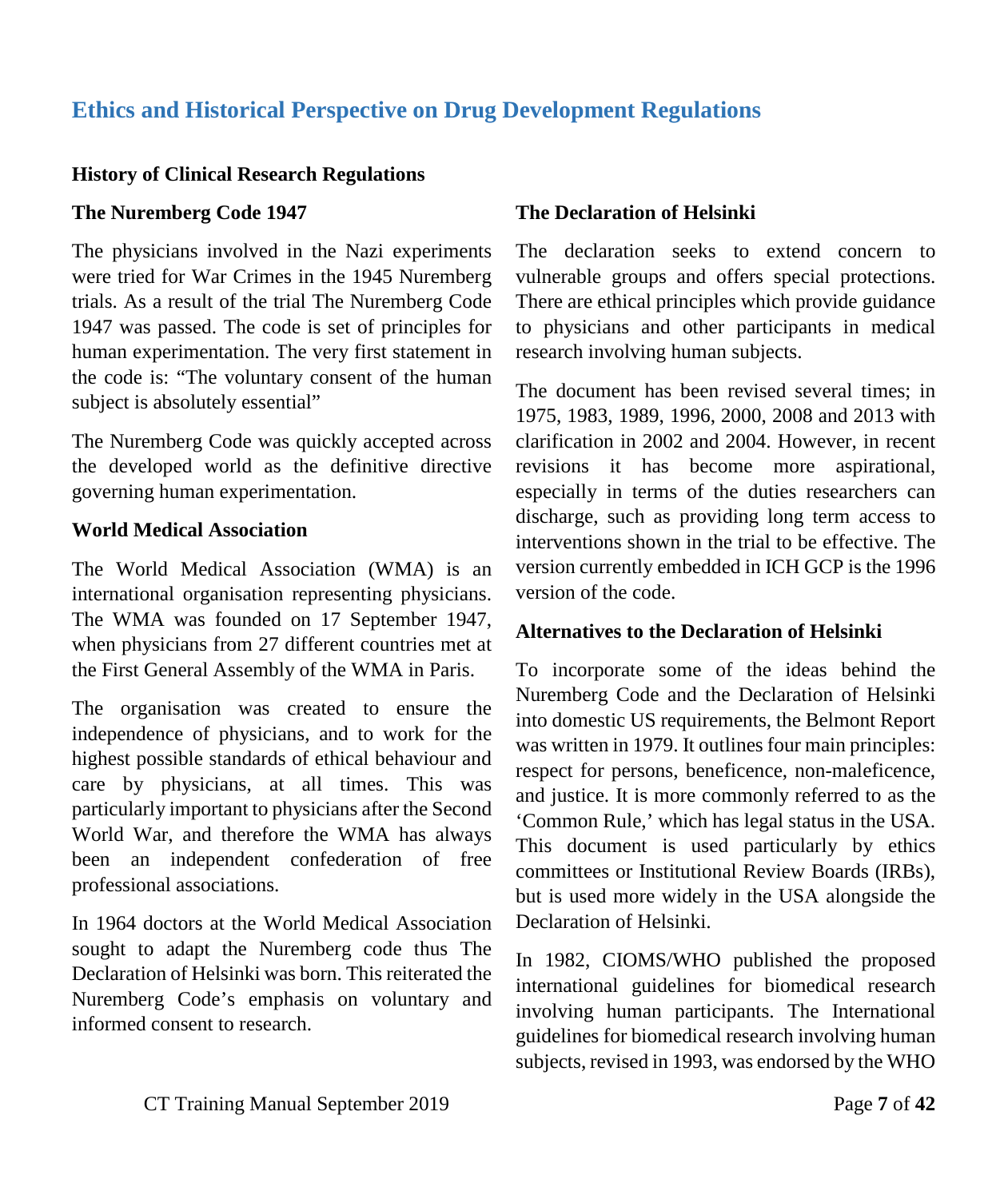# Ethics and Historical Perspective on Drug Development Regulations

**History of Clinical Research Regulations**

**The Nuremberg Code 1947**

The physicians involved in the Nazi experiments were tried for War Crimes in the 1945 Nuremberg trials. As a result of the trial The Nuremberg Code 1947 was passed. The code is set of principles for human experimentation. The very first statement in the code is: "The voluntary consent of the human subject is absolutely essential"

The Nuremberg Code was quickly accepted across the developed world as the definitive directive governing human experimentation.

**World Medical Association**

The World Medical Association (WMA) is an international organisation representing physicians. The WMA was founded on 17 September 1947, when physicians from 27 different countries met at the First General Assembly of the WMA in Paris.

The organisation was created to ensure the independence of physicians, and to work for the highest possible standards of ethical behaviour and care by physicians, at all times. This was particularly important to physicians after the Second World War, and therefore the WMA has always been an independent confederation of free professional associations.

In 1964 doctors at the World Medical Association sought to adapt the Nuremberg code thus The Declaration of Helsinki was born. This reiterated the Nuremberg Code's emphasis on voluntary and informed consent to research.

**The Declaration of Helsinki**

The declaration seeks to extend concern to vulnerable groups and offers special protections. There are ethical principles which provide guidance to physicians and other participants in medical research involving human subjects.

The document has been revised several times; in 1975, 1983, 1989, 1996, 2000, 2008 and 2013 with clarification in 2002 and 2004. However, in recent revisions it has become more aspirational, especially in terms of the duties researchers can discharge, such as providing long term access to interventions shown in the trial to be effective. The version currently embedded in ICH GCP is the 1996 version of the code.

**Alternatives to the Declaration of Helsinki**

To incorporate some of the ideas behind the Nuremberg Code and the Declaration of Helsinki into domestic US requirements, the Belmont Report was written in 1979. It outlines four main principles: respect for persons, beneficence, non-maleficence, and justice. It is more commonly referred to as the 'Common Rule,' which has legal status in the USA. This document is used particularly by ethics committees or Institutional Review Boards (IRBs), but is used more widely in the USA alongside the Declaration of Helsinki.

In 1982, CIOMS/WHO published the proposed international guidelines for biomedical research involving human participants. The International guidelines for biomedical research involving human subjects, revised in 1993, was endorsed by the WHO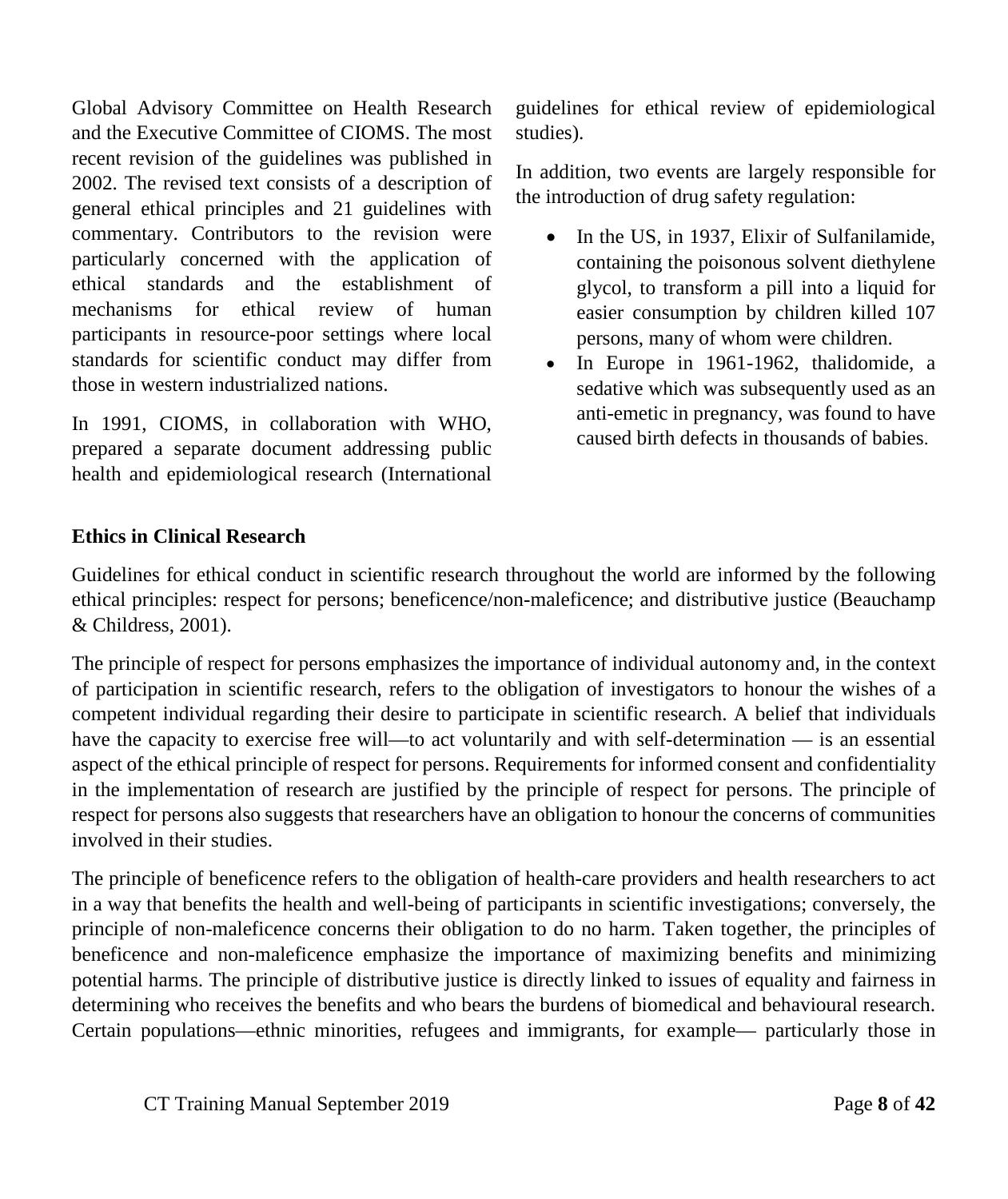Global Advisory Committee on Health Research and the Executive Committee of CIOMS. The most recent revision of the guidelines was published in 2002. The revised text consists of a description of general ethical principles and 21 guidelines with commentary. Contributors to the revision were particularly concerned with the application of ethical standards and the establishment of mechanisms for ethical review of human participants in resource-poor settings where local standards for scientific conduct may differ from those in western industrialized nations.

In 1991, CIOMS, in collaboration with WHO, prepared a separate document addressing public health and epidemiological research (International guidelines for ethical review of epidemiological studies).

In addition, two events are largely responsible for the introduction of drug safety regulation:

- In the US, in 1937, Elixir of Sulfanilamide, containing the poisonous solvent diethylene glycol, to transform a pill into a liquid for easier consumption by children killed 107 persons, many of whom were children.
- In Europe in 1961-1962, thalidomide, a sedative which was subsequently used as an anti-emetic in pregnancy, was found to have caused birth defects in thousands of babies.

**Ethics in Clinical Research**

Guidelines for ethical conduct in scientific research throughout the world are informed by the following ethical principles: respect for persons; beneficence/non-maleficence; and distributive justice (Beauchamp & Childress, 2001).

The principle of respect for persons emphasizes the importance of individual autonomy and, in the context of participation in scientific research, refers to the obligation of investigators to honour the wishes of a competent individual regarding their desire to participate in scientific research. A belief that individuals have the capacity to exercise free will—to act voluntarily and with self-determination — is an essential aspect of the ethical principle of respect for persons. Requirements for informed consent and confidentiality in the implementation of research are justified by the principle of respect for persons. The principle of respect for persons also suggests that researchers have an obligation to honour the concerns of communities involved in their studies.

The principle of beneficence refers to the obligation of health-care providers and health researchers to act in a way that benefits the health and well-being of participants in scientific investigations; conversely, the principle of non-maleficence concerns their obligation to do no harm. Taken together, the principles of beneficence and non-maleficence emphasize the importance of maximizing benefits and minimizing potential harms. The principle of distributive justice is directly linked to issues of equality and fairness in determining who receives the benefits and who bears the burdens of biomedical and behavioural research. Certain populations—ethnic minorities, refugees and immigrants, for example— particularly those in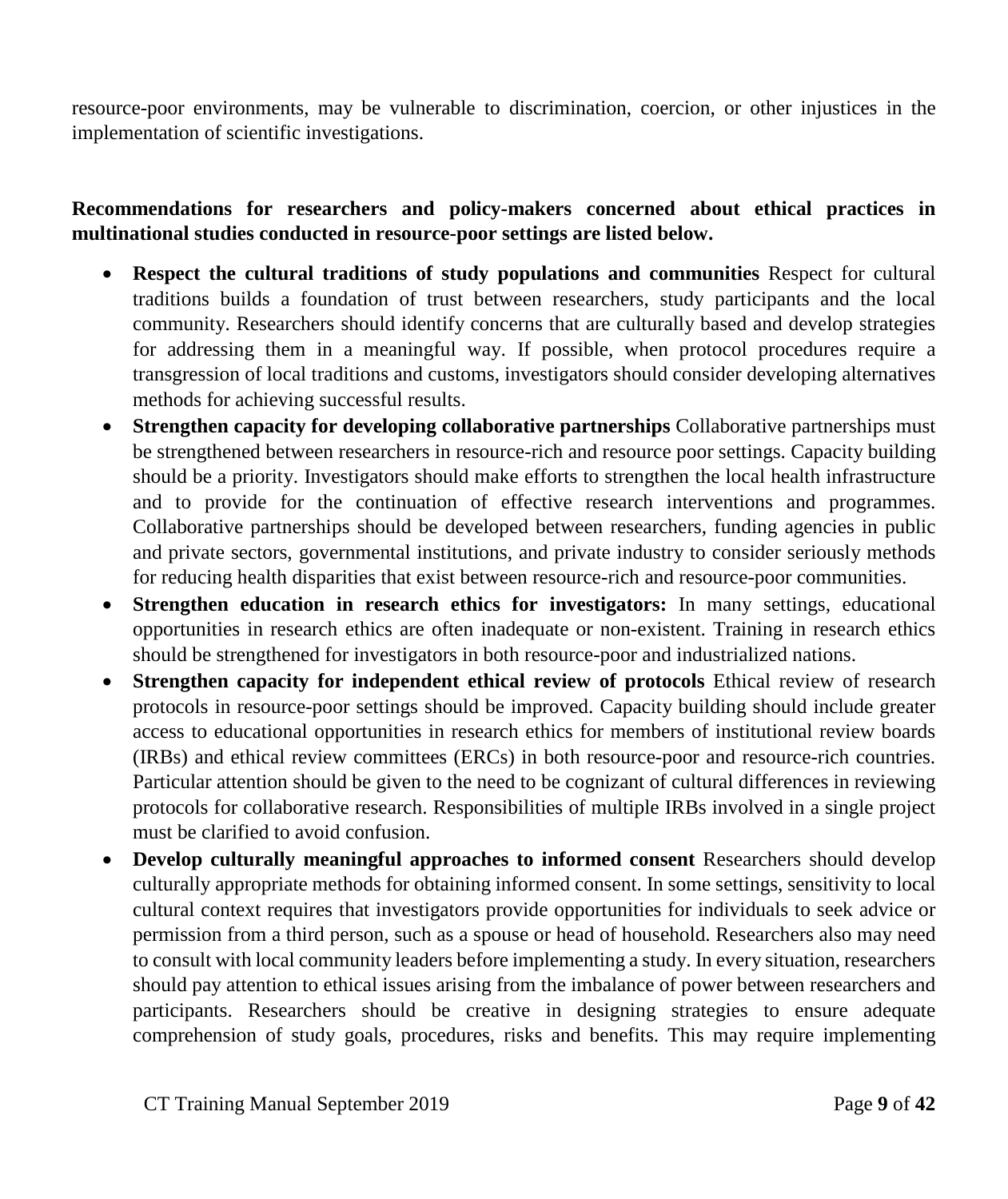resource-poor environments, may be vulnerable to discrimination, coercion, or other injustices in the implementation of scientific investigations.

**Recommendations for researchers and policy-makers concerned about ethical practices in multinational studies conducted in resource-poor settings are listed below.**

- **Respect the cultural traditions of study populations and communities** Respect for cultural traditions builds a foundation of trust between researchers, study participants and the local community. Researchers should identify concerns that are culturally based and develop strategies for addressing them in a meaningful way. If possible, when protocol procedures require a transgression of local traditions and customs, investigators should consider developing alternatives methods for achieving successful results.
- **Strengthen capacity for developing collaborative partnerships** Collaborative partnerships must be strengthened between researchers in resource-rich and resource poor settings. Capacity building should be a priority. Investigators should make efforts to strengthen the local health infrastructure and to provide for the continuation of effective research interventions and programmes. Collaborative partnerships should be developed between researchers, funding agencies in public and private sectors, governmental institutions, and private industry to consider seriously methods for reducing health disparities that exist between resource-rich and resource-poor communities.
- **Strengthen education in research ethics for investigators:** In many settings, educational opportunities in research ethics are often inadequate or non-existent. Training in research ethics should be strengthened for investigators in both resource-poor and industrialized nations.
- **Strengthen capacity for independent ethical review of protocols** Ethical review of research protocols in resource-poor settings should be improved. Capacity building should include greater access to educational opportunities in research ethics for members of institutional review boards (IRBs) and ethical review committees (ERCs) in both resource-poor and resource-rich countries. Particular attention should be given to the need to be cognizant of cultural differences in reviewing protocols for collaborative research. Responsibilities of multiple IRBs involved in a single project must be clarified to avoid confusion.
- **Develop culturally meaningful approaches to informed consent** Researchers should develop culturally appropriate methods for obtaining informed consent. In some settings, sensitivity to local cultural context requires that investigators provide opportunities for individuals to seek advice or permission from a third person, such as a spouse or head of household. Researchers also may need to consult with local community leaders before implementing a study. In every situation, researchers should pay attention to ethical issues arising from the imbalance of power between researchers and participants. Researchers should be creative in designing strategies to ensure adequate comprehension of study goals, procedures, risks and benefits. This may require implementing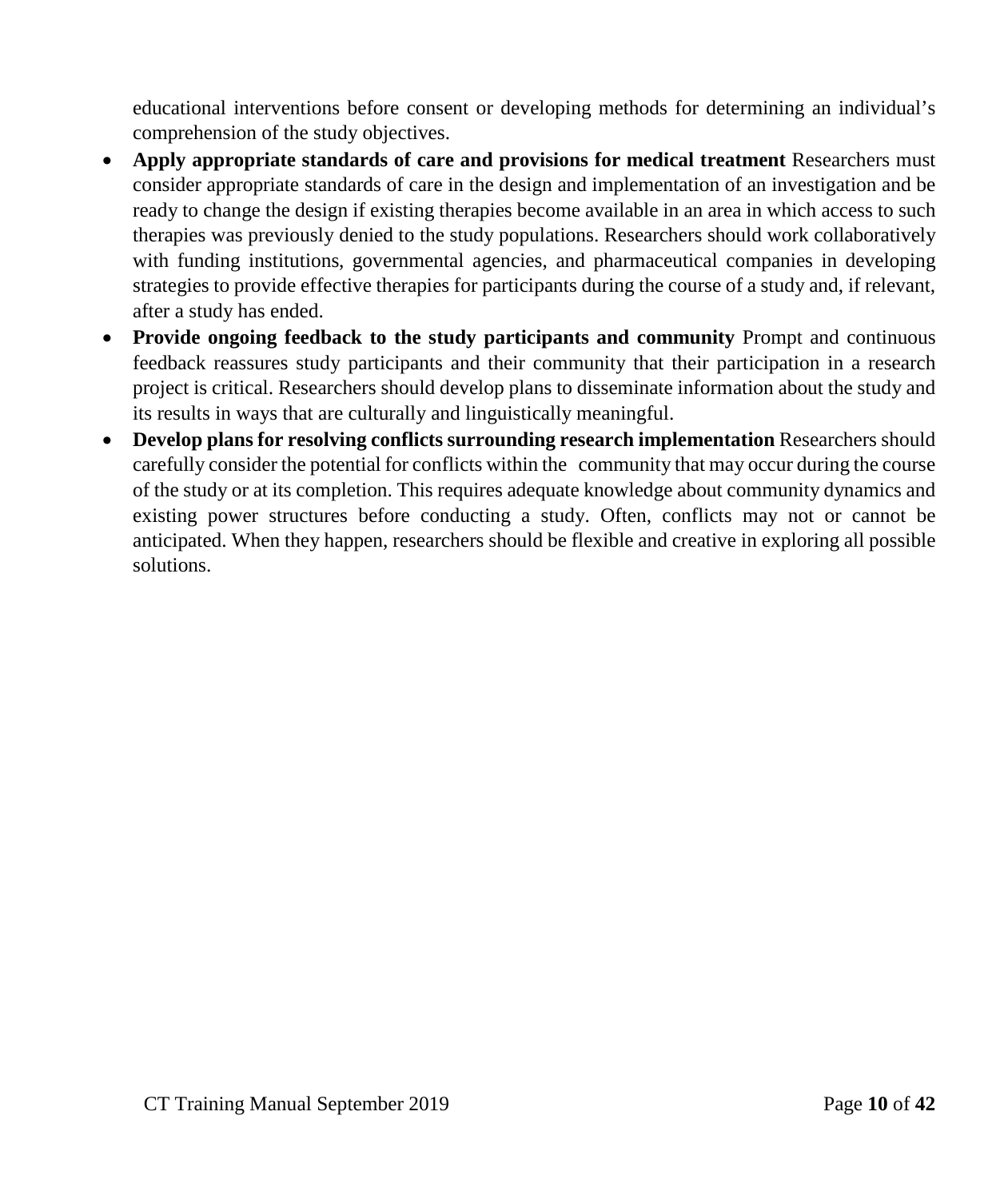educational interventions before consent or developing methods for determining an individual's comprehension of the study objectives.

- **Apply appropriate standards of care and provisions for medical treatment** Researchers must consider appropriate standards of care in the design and implementation of an investigation and be ready to change the design if existing therapies become available in an area in which access to such therapies was previously denied to the study populations. Researchers should work collaboratively with funding institutions, governmental agencies, and pharmaceutical companies in developing strategies to provide effective therapies for participants during the course of a study and, if relevant, after a study has ended.
- **Provide ongoing feedback to the study participants and community** Prompt and continuous feedback reassures study participants and their community that their participation in a research project is critical. Researchers should develop plans to disseminate information about the study and its results in ways that are culturally and linguistically meaningful.
- **Develop plans for resolving conflicts surrounding research implementation** Researchers should carefully consider the potential for conflicts within the community that may occur during the course of the study or at its completion. This requires adequate knowledge about community dynamics and existing power structures before conducting a study. Often, conflicts may not or cannot be anticipated. When they happen, researchers should be flexible and creative in exploring all possible solutions.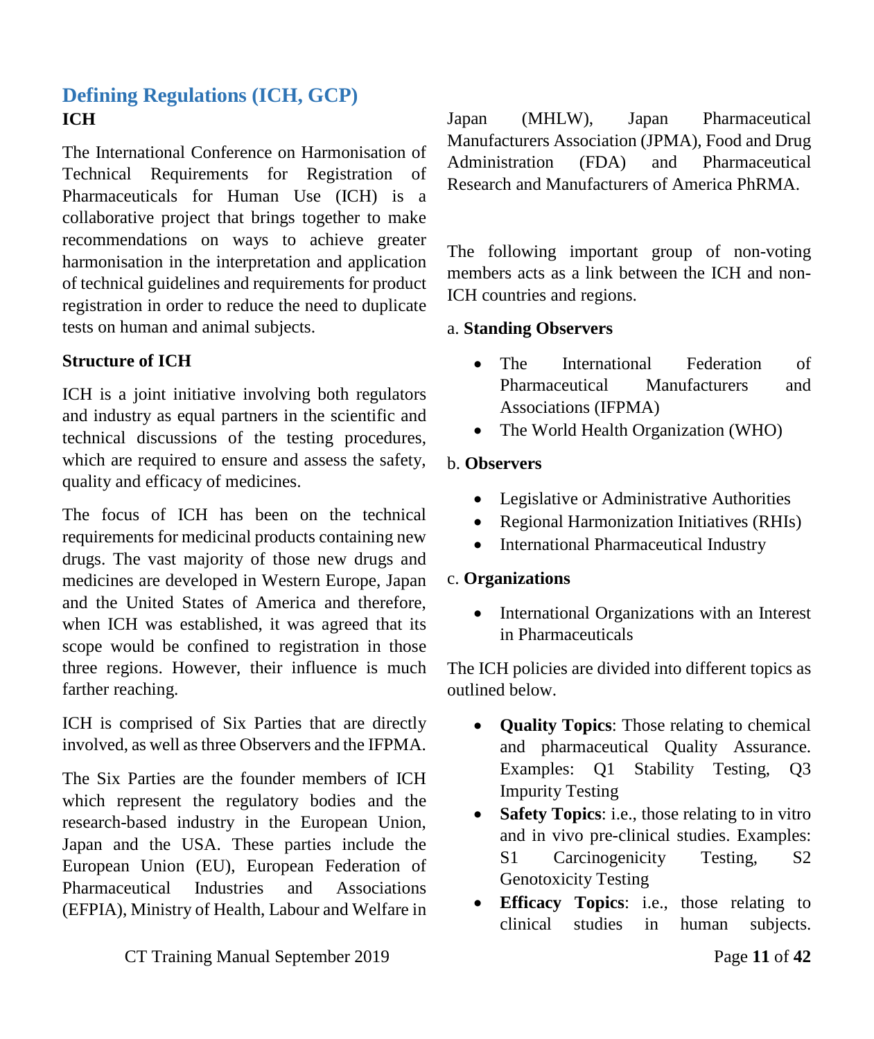## Defining Regulations (ICH, GCP)

### ICH

The International Conference on Harmonisation of Technical Requirements for Registration of Pharmaceuticals for Human Use (ICH) is a collaborative project that brings together to make recommendations on ways to achieve greater harmonisation in the interpretation and application of technical guidelines and requirements for product registration in order to reduce the need to duplicate tests on human and animal subjects.

**Structure of ICH**

ICH is a joint initiative involving both regulators and industry as equal partners in the scientific and technical discussions of the testing procedures, which are required to ensure and assess the safety, quality and efficacy of medicines.

The focus of ICH has been on the technical requirements for medicinal products containing new drugs. The vast majority of those new drugs and medicines are developed in Western Europe, Japan and the United States of America and therefore, when ICH was established, it was agreed that its scope would be confined to registration in those three regions. However, their influence is much farther reaching.

ICH is comprised of Six Parties that are directly involved, as well as three Observers and the IFPMA.

The Six Parties are the founder members of ICH which represent the regulatory bodies and the research-based industry in the European Union, Japan and the USA. These parties include the European Union (EU), European Federation of Pharmaceutical Industries and Associations (EFPIA), Ministry of Health, Labour and Welfare in Japan (MHLW), Japan Pharmaceutical Manufacturers Association (JPMA), Food and Drug Administration (FDA) and Pharmaceutical Research and Manufacturers of America PhRMA.

The following important group of non-voting members acts as a link between the ICH and non-ICH countries and regions.

a. **Standing Observers**

- The International Federation of Pharmaceutical Manufacturers and Associations (IFPMA)
- The World Health Organization (WHO)

b. **Observers**

- Legislative or Administrative Authorities
- Regional Harmonization Initiatives (RHIs)
- International Pharmaceutical Industry

c. **Organizations**

- International Organizations with an Interest in Pharmaceuticals

The ICH policies are divided into different topics as outlined below.

- **Quality Topics**: Those relating to chemical and pharmaceutical Quality Assurance. Examples: Q1 Stability Testing, Q3 Impurity Testing
- **Safety Topics**: i.e., those relating to in vitro and in vivo pre-clinical studies. Examples: S1 Carcinogenicity Testing, S2 Genotoxicity Testing
- **Efficacy Topics**: i.e., those relating to clinical studies in human subjects.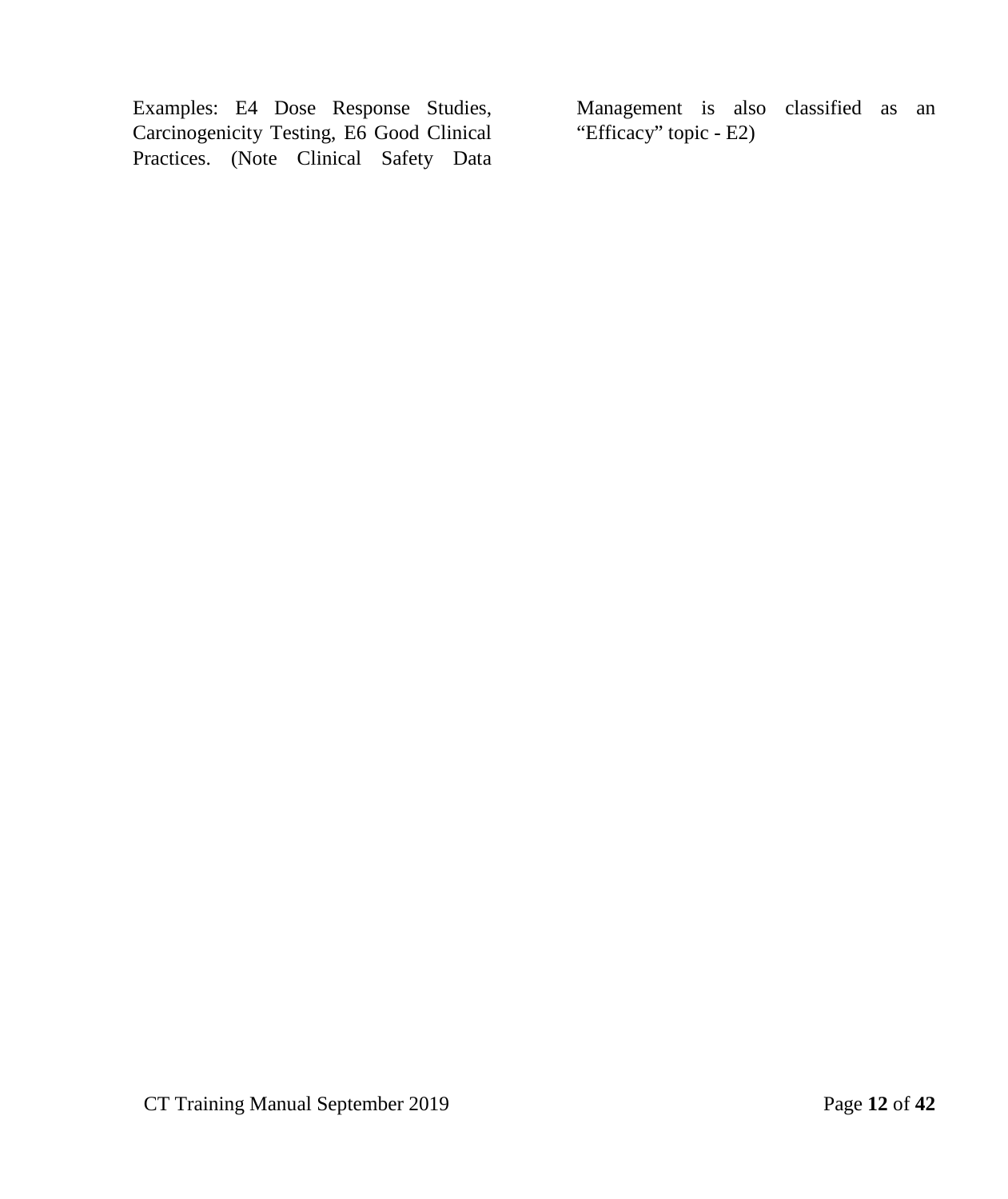Examples: E4 Dose Response Studies, Carcinogenicity Testing, E6 Good Clinical Practices. (Note Clinical Safety Data Management is also classified as an “Efficacy” topic - E2)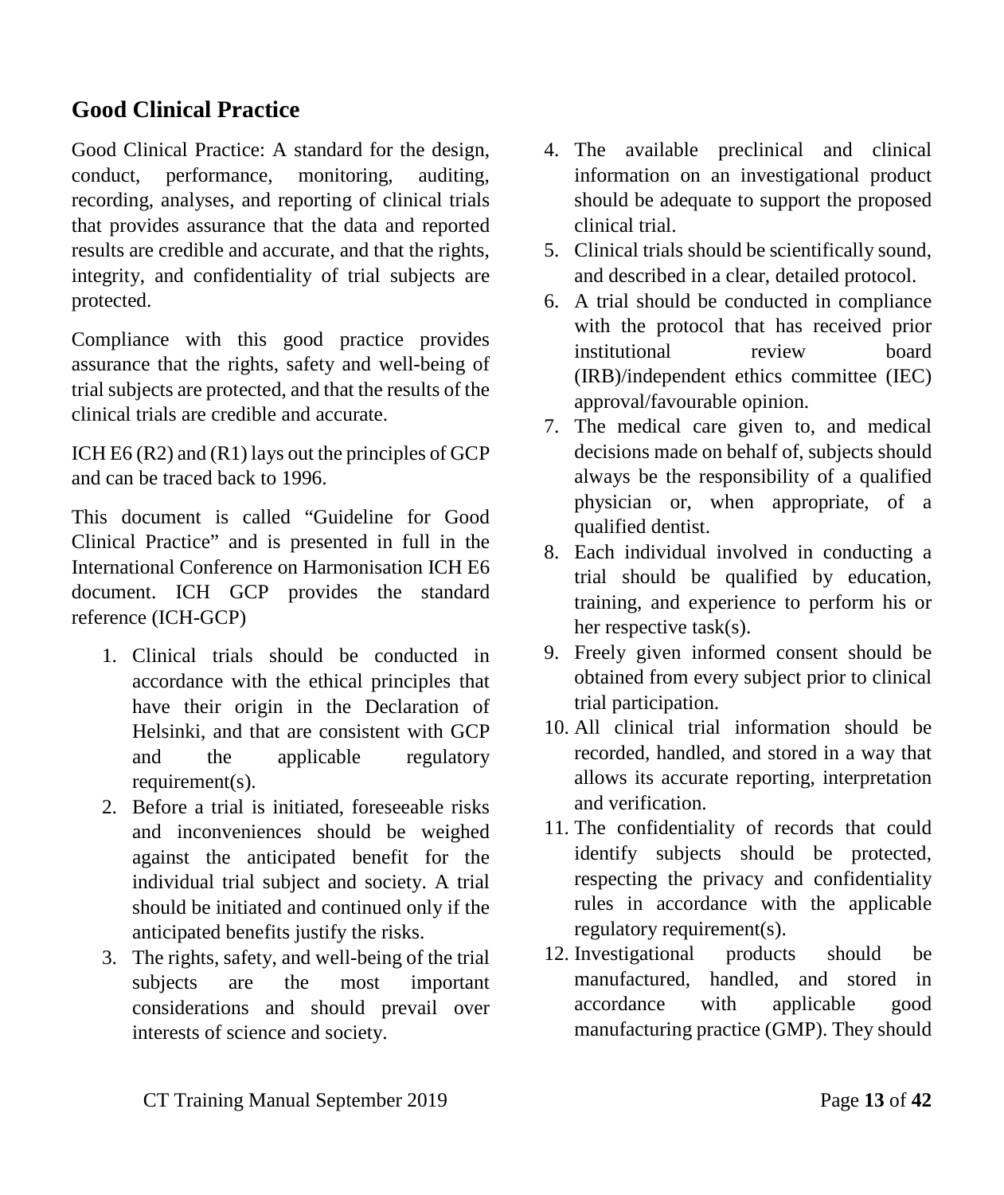## Good Clinical Practice

Good Clinical Practice: A standard for the design, conduct, performance, monitoring, auditing, recording, analyses, and reporting of clinical trials that provides assurance that the data and reported results are credible and accurate, and that the rights, integrity, and confidentiality of trial subjects are protected.

Compliance with this good practice provides assurance that the rights, safety and well-being of trial subjects are protected, and that the results of the clinical trials are credible and accurate.

ICH E6 (R2) and (R1) lays out the principles of GCP and can be traced back to 1996.

This document is called "Guideline for Good Clinical Practice" and is presented in full in the International Conference on Harmonisation ICH E6 document. ICH GCP provides the standard reference (ICH-GCP)

1. Clinical trials should be conducted in accordance with the ethical principles that have their origin in the Declaration of Helsinki, and that are consistent with GCP and the applicable regulatory requirement(s).
2. Before a trial is initiated, foreseeable risks and inconveniences should be weighed against the anticipated benefit for the individual trial subject and society. A trial should be initiated and continued only if the anticipated benefits justify the risks.
3. The rights, safety, and well-being of the trial subjects are the most important considerations and should prevail over interests of science and society.
4. The available preclinical and clinical information on an investigational product should be adequate to support the proposed clinical trial.
5. Clinical trials should be scientifically sound, and described in a clear, detailed protocol.
6. A trial should be conducted in compliance with the protocol that has received prior institutional review board (IRB)/independent ethics committee (IEC) approval/favourable opinion.
7. The medical care given to, and medical decisions made on behalf of, subjects should always be the responsibility of a qualified physician or, when appropriate, of a qualified dentist.
8. Each individual involved in conducting a trial should be qualified by education, training, and experience to perform his or her respective task(s).
9. Freely given informed consent should be obtained from every subject prior to clinical trial participation.
10. All clinical trial information should be recorded, handled, and stored in a way that allows its accurate reporting, interpretation and verification.
11. The confidentiality of records that could identify subjects should be protected, respecting the privacy and confidentiality rules in accordance with the applicable regulatory requirement(s).
12. Investigational products should be manufactured, handled, and stored in accordance with applicable good manufacturing practice (GMP). They should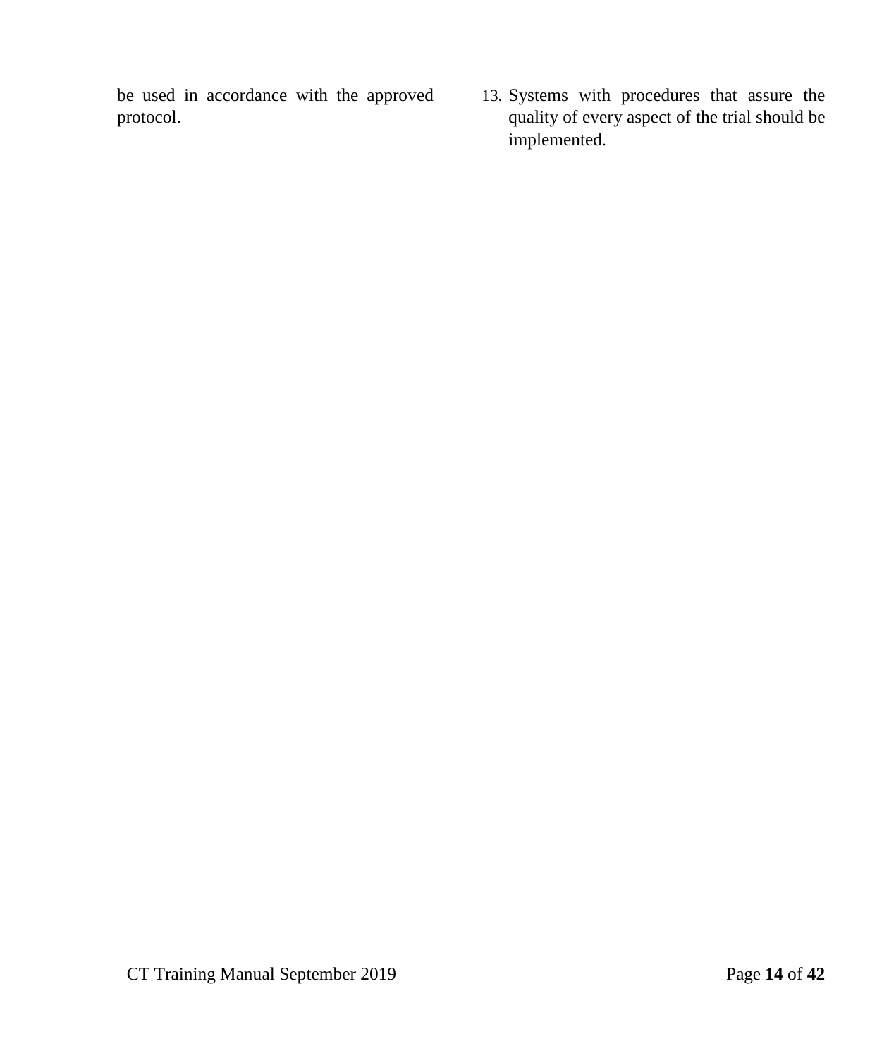be used in accordance with the approved protocol.

13. Systems with procedures that assure the quality of every aspect of the trial should be implemented.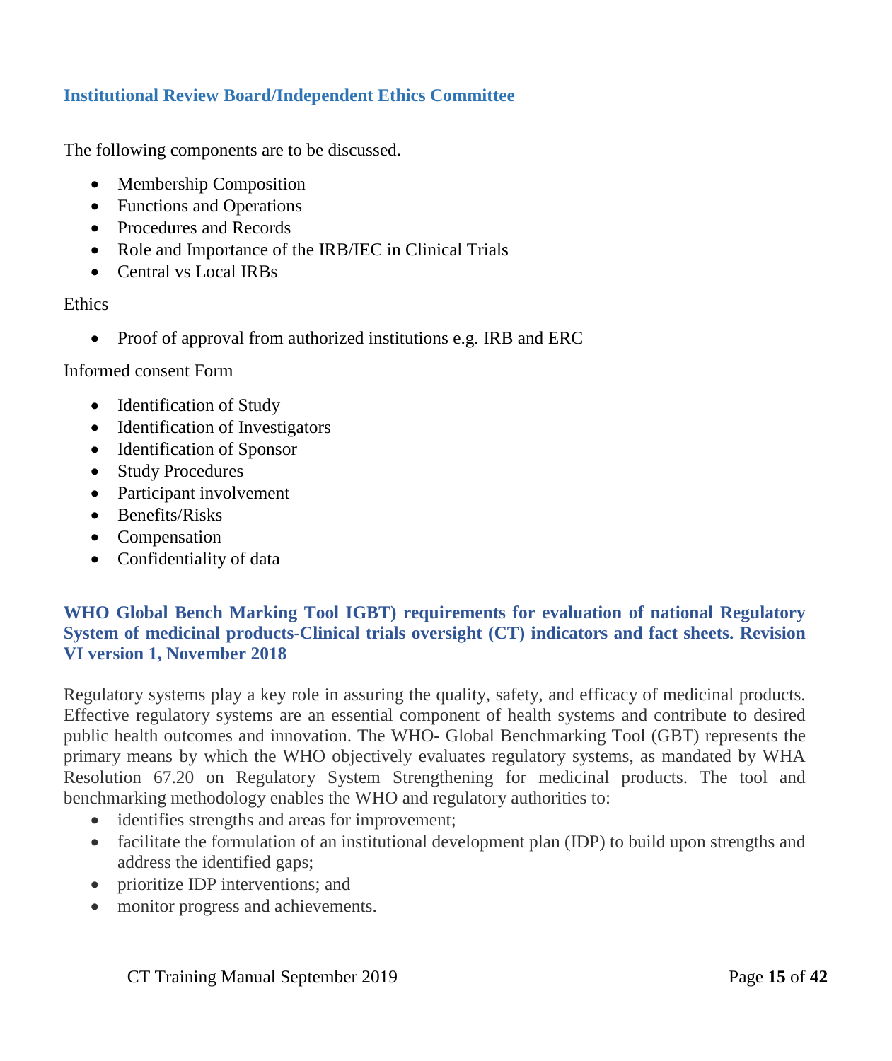### Institutional Review Board/Independent Ethics Committee

The following components are to be discussed.

- Membership Composition
- Functions and Operations
- Procedures and Records
- Role and Importance of the IRB/IEC in Clinical Trials
- Central vs Local IRBs

Ethics

- Proof of approval from authorized institutions e.g. IRB and ERC

Informed consent Form

- Identification of Study
- Identification of Investigators
- Identification of Sponsor
- Study Procedures
- Participant involvement
- Benefits/Risks
- Compensation
- Confidentiality of data

### WHO Global Bench Marking Tool IGBT) requirements for evaluation of national Regulatory System of medicinal products-Clinical trials oversight (CT) indicators and fact sheets. Revision VI version 1, November 2018

Regulatory systems play a key role in assuring the quality, safety, and efficacy of medicinal products. Effective regulatory systems are an essential component of health systems and contribute to desired public health outcomes and innovation. The WHO- Global Benchmarking Tool (GBT) represents the primary means by which the WHO objectively evaluates regulatory systems, as mandated by WHA Resolution 67.20 on Regulatory System Strengthening for medicinal products. The tool and benchmarking methodology enables the WHO and regulatory authorities to:

- identifies strengths and areas for improvement;
- facilitate the formulation of an institutional development plan (IDP) to build upon strengths and address the identified gaps;
- prioritize IDP interventions; and
- monitor progress and achievements.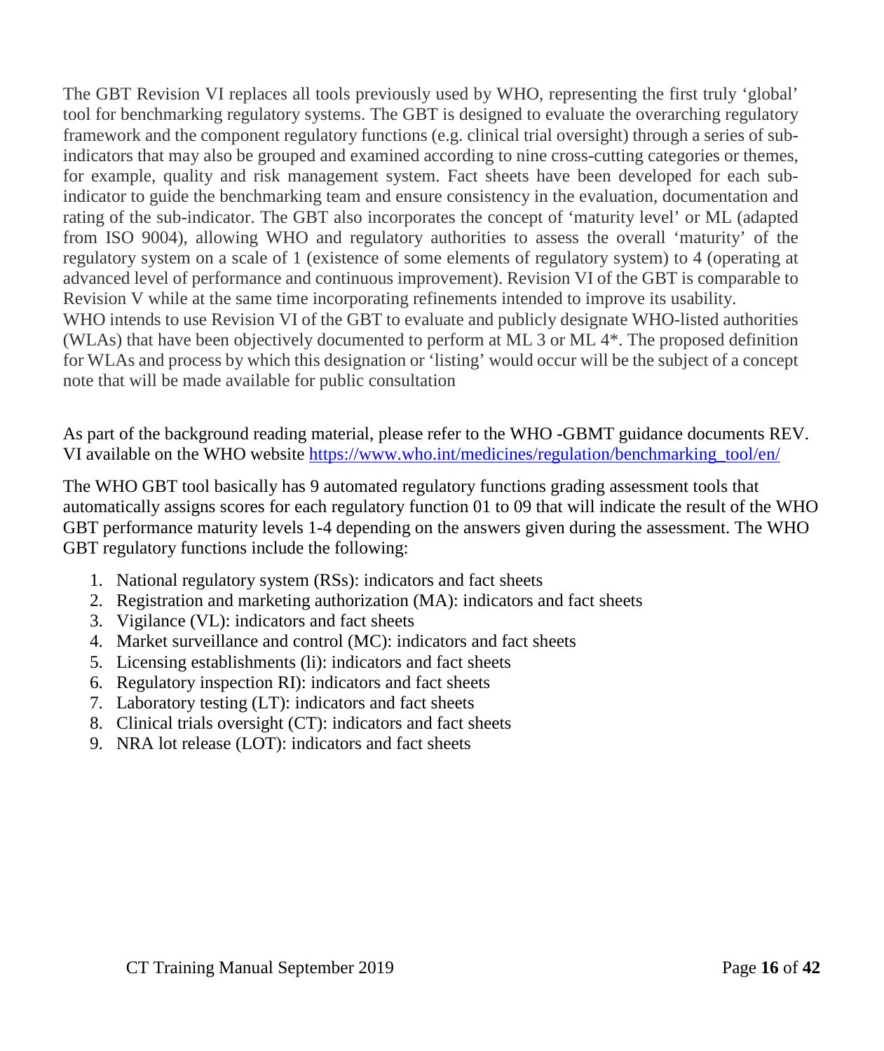The GBT Revision VI replaces all tools previously used by WHO, representing the first truly 'global' tool for benchmarking regulatory systems. The GBT is designed to evaluate the overarching regulatory framework and the component regulatory functions (e.g. clinical trial oversight) through a series of sub-indicators that may also be grouped and examined according to nine cross-cutting categories or themes, for example, quality and risk management system. Fact sheets have been developed for each sub-indicator to guide the benchmarking team and ensure consistency in the evaluation, documentation and rating of the sub-indicator. The GBT also incorporates the concept of 'maturity level' or ML (adapted from ISO 9004), allowing WHO and regulatory authorities to assess the overall 'maturity' of the regulatory system on a scale of 1 (existence of some elements of regulatory system) to 4 (operating at advanced level of performance and continuous improvement). Revision VI of the GBT is comparable to Revision V while at the same time incorporating refinements intended to improve its usability.
WHO intends to use Revision VI of the GBT to evaluate and publicly designate WHO-listed authorities (WLAs) that have been objectively documented to perform at ML 3 or ML 4*. The proposed definition for WLAs and process by which this designation or 'listing' would occur will be the subject of a concept note that will be made available for public consultation

As part of the background reading material, please refer to the WHO -GBMT guidance documents REV. VI available on the WHO website [https://www.who.int/medicines/regulation/benchmarking_tool/en/](https://www.who.int/medicines/regulation/benchmarking_tool/en/)

The WHO GBT tool basically has 9 automated regulatory functions grading assessment tools that automatically assigns scores for each regulatory function 01 to 09 that will indicate the result of the WHO GBT performance maturity levels 1-4 depending on the answers given during the assessment. The WHO GBT regulatory functions include the following:

1. National regulatory system (RSs): indicators and fact sheets
2. Registration and marketing authorization (MA): indicators and fact sheets
3. Vigilance (VL): indicators and fact sheets
4. Market surveillance and control (MC): indicators and fact sheets
5. Licensing establishments (li): indicators and fact sheets
6. Regulatory inspection RI): indicators and fact sheets
7. Laboratory testing (LT): indicators and fact sheets
8. Clinical trials oversight (CT): indicators and fact sheets
9. NRA lot release (LOT): indicators and fact sheets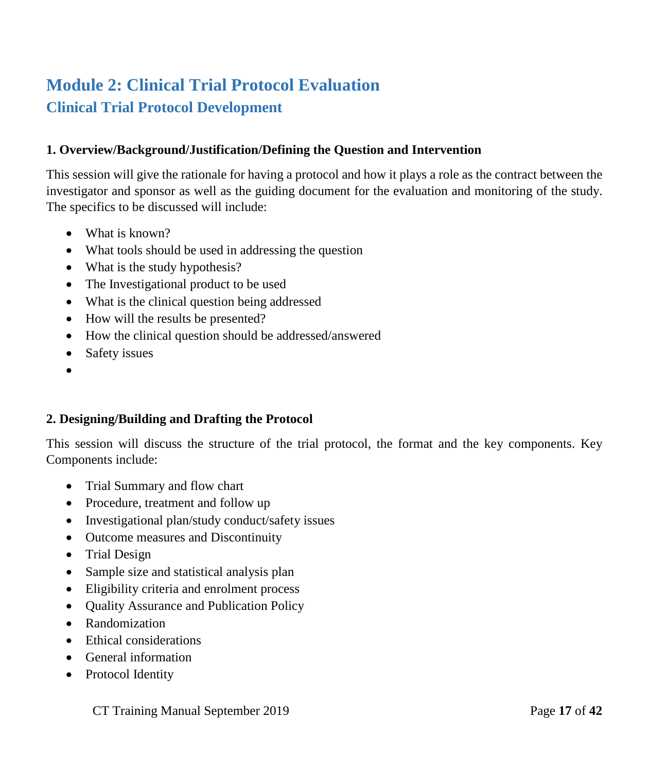# Module 2: Clinical Trial Protocol Evaluation

## Clinical Trial Protocol Development

### 1. Overview/Background/Justification/Defining the Question and Intervention

This session will give the rationale for having a protocol and how it plays a role as the contract between the investigator and sponsor as well as the guiding document for the evaluation and monitoring of the study. The specifics to be discussed will include:

- What is known?
- What tools should be used in addressing the question
- What is the study hypothesis?
- The Investigational product to be used
- What is the clinical question being addressed
- How will the results be presented?
- How the clinical question should be addressed/answered
- Safety issues

### 2. Designing/Building and Drafting the Protocol

This session will discuss the structure of the trial protocol, the format and the key components. Key Components include:

- Trial Summary and flow chart
- Procedure, treatment and follow up
- Investigational plan/study conduct/safety issues
- Outcome measures and Discontinuity
- Trial Design
- Sample size and statistical analysis plan
- Eligibility criteria and enrolment process
- Quality Assurance and Publication Policy
- Randomization
- Ethical considerations
- General information
- Protocol Identity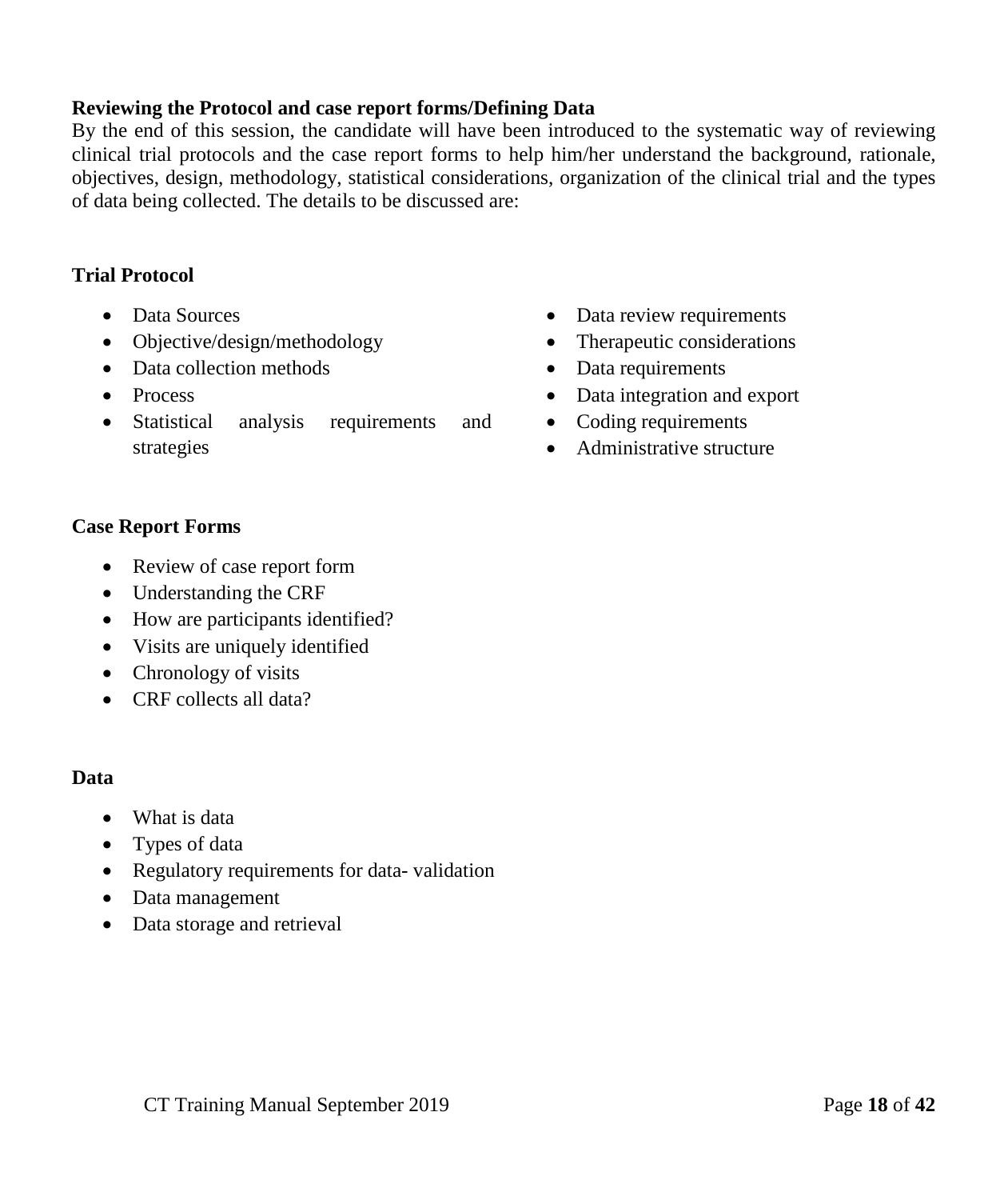**Reviewing the Protocol and case report forms/Defining Data**

By the end of this session, the candidate will have been introduced to the systematic way of reviewing clinical trial protocols and the case report forms to help him/her understand the background, rationale, objectives, design, methodology, statistical considerations, organization of the clinical trial and the types of data being collected. The details to be discussed are:

**Trial Protocol**

- Data Sources
- Objective/design/methodology
- Data collection methods
- Process
- Statistical analysis requirements and strategies
- Data review requirements
- Therapeutic considerations
- Data requirements
- Data integration and export
- Coding requirements
- Administrative structure

**Case Report Forms**

- Review of case report form
- Understanding the CRF
- How are participants identified?
- Visits are uniquely identified
- Chronology of visits
- CRF collects all data?

**Data**

- What is data
- Types of data
- Regulatory requirements for data- validation
- Data management
- Data storage and retrieval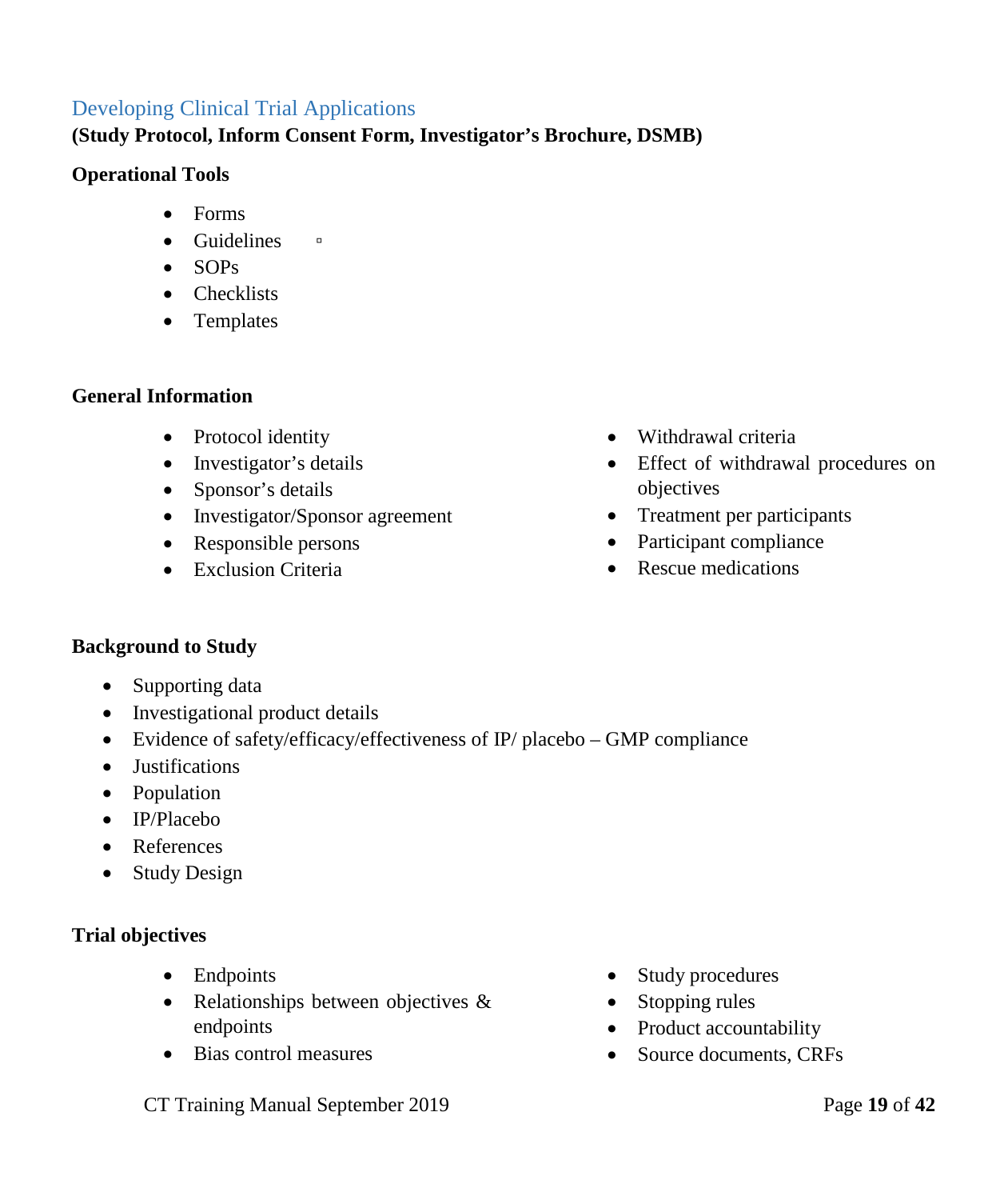## Developing Clinical Trial Applications

**(Study Protocol, Inform Consent Form, Investigator's Brochure, DSMB)**

**Operational Tools**

- Forms
- Guidelines
- SOPs
- Checklists
- Templates

**General Information**

- Protocol identity
- Investigator's details
- Sponsor's details
- Investigator/Sponsor agreement
- Responsible persons
- Exclusion Criteria
- Withdrawal criteria
- Effect of withdrawal procedures on objectives
- Treatment per participants
- Participant compliance
- Rescue medications

**Background to Study**

- Supporting data
- Investigational product details
- Evidence of safety/efficacy/effectiveness of IP/ placebo – GMP compliance
- Justifications
- Population
- IP/Placebo
- References
- Study Design

**Trial objectives**

- Endpoints
- Relationships between objectives & endpoints
- Bias control measures
- Study procedures
- Stopping rules
- Product accountability
- Source documents, CRFs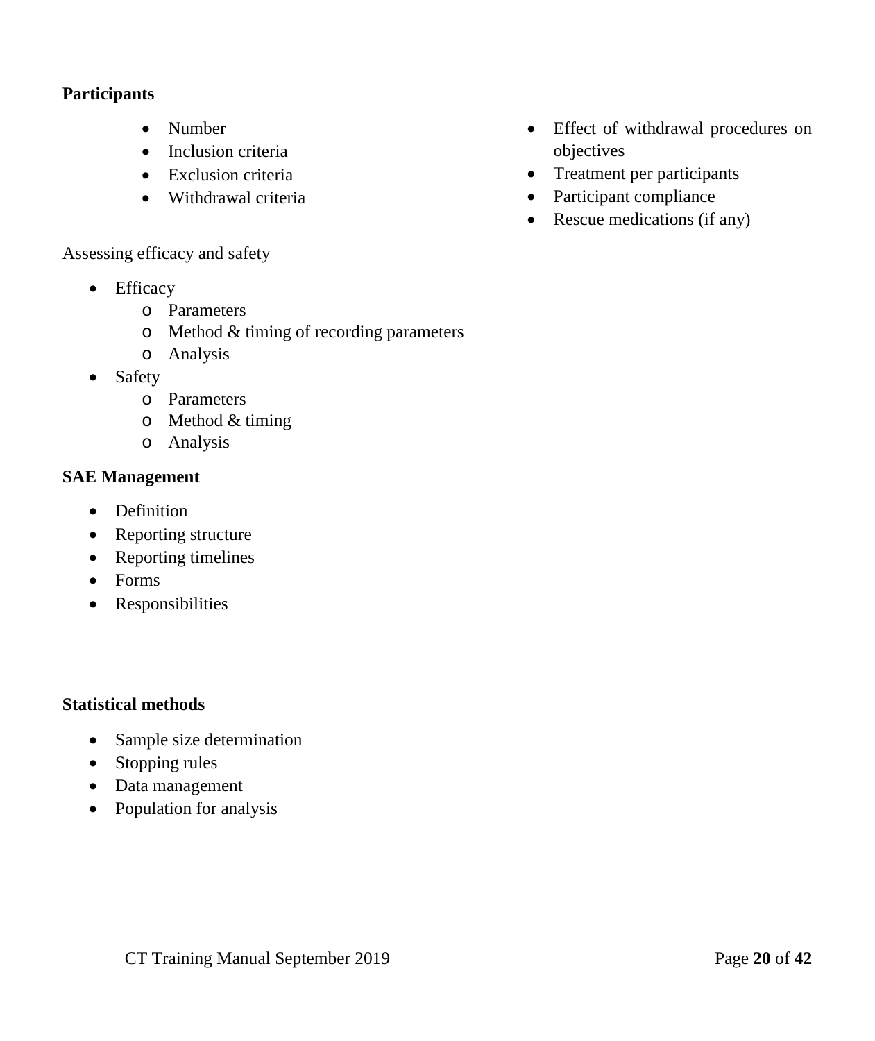**Participants**

- Number
- Inclusion criteria
- Exclusion criteria
- Withdrawal criteria
- Effect of withdrawal procedures on objectives
- Treatment per participants
- Participant compliance
- Rescue medications (if any)

Assessing efficacy and safety

- Efficacy
    - Parameters
    - Method & timing of recording parameters
    - Analysis
- Safety
    - Parameters
    - Method & timing
    - Analysis

**SAE Management**

- Definition
- Reporting structure
- Reporting timelines
- Forms
- Responsibilities

**Statistical methods**

- Sample size determination
- Stopping rules
- Data management
- Population for analysis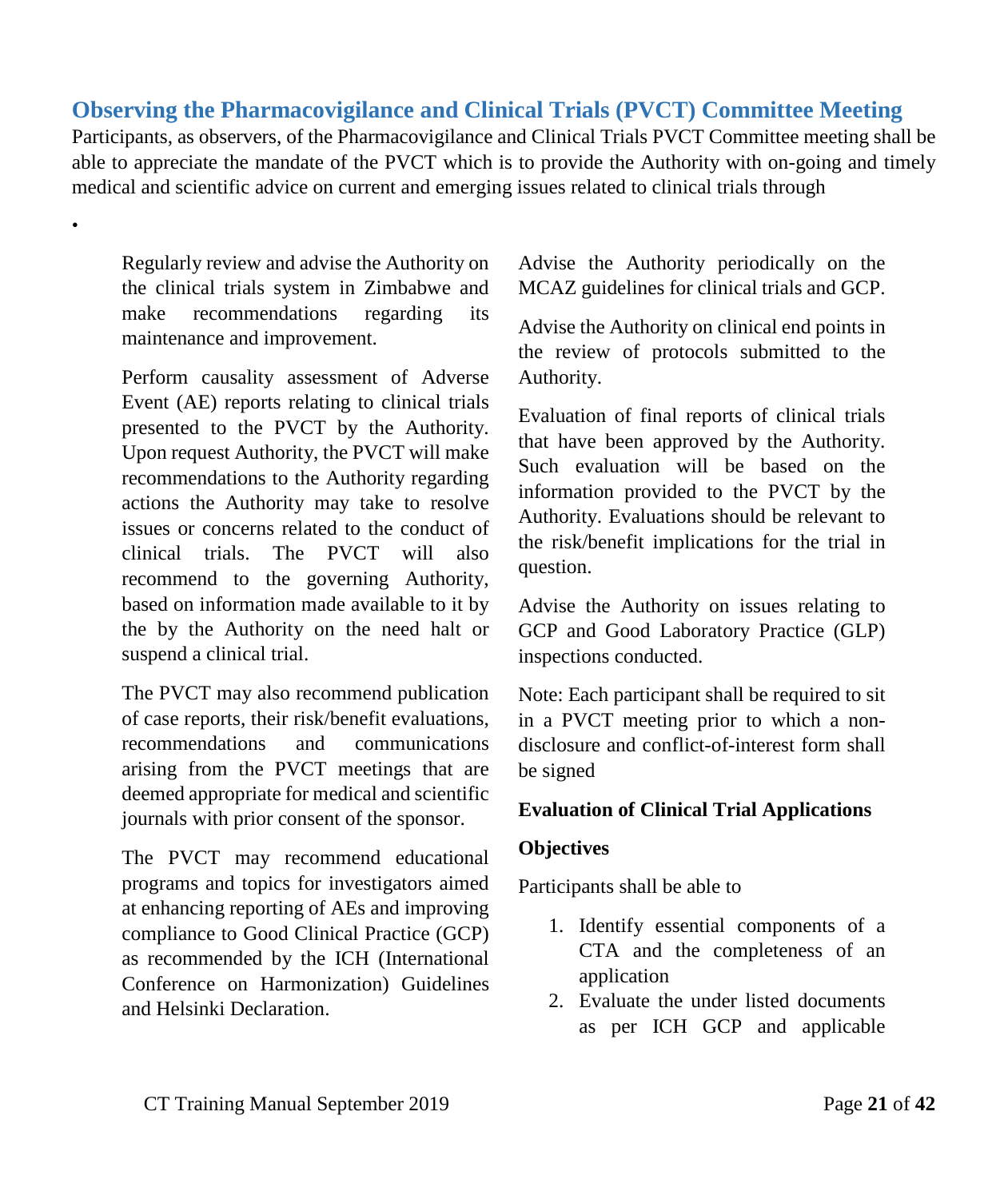## Observing the Pharmacovigilance and Clinical Trials (PVCT) Committee Meeting

Participants, as observers, of the Pharmacovigilance and Clinical Trials PVCT Committee meeting shall be able to appreciate the mandate of the PVCT which is to provide the Authority with on-going and timely medical and scientific advice on current and emerging issues related to clinical trials through

•

Regularly review and advise the Authority on the clinical trials system in Zimbabwe and make recommendations regarding its maintenance and improvement.

Perform causality assessment of Adverse Event (AE) reports relating to clinical trials presented to the PVCT by the Authority. Upon request Authority, the PVCT will make recommendations to the Authority regarding actions the Authority may take to resolve issues or concerns related to the conduct of clinical trials. The PVCT will also recommend to the governing Authority, based on information made available to it by the by the Authority on the need halt or suspend a clinical trial.

The PVCT may also recommend publication of case reports, their risk/benefit evaluations, recommendations and communications arising from the PVCT meetings that are deemed appropriate for medical and scientific journals with prior consent of the sponsor.

The PVCT may recommend educational programs and topics for investigators aimed at enhancing reporting of AEs and improving compliance to Good Clinical Practice (GCP) as recommended by the ICH (International Conference on Harmonization) Guidelines and Helsinki Declaration.

Advise the Authority periodically on the MCAZ guidelines for clinical trials and GCP.

Advise the Authority on clinical end points in the review of protocols submitted to the Authority.

Evaluation of final reports of clinical trials that have been approved by the Authority. Such evaluation will be based on the information provided to the PVCT by the Authority. Evaluations should be relevant to the risk/benefit implications for the trial in question.

Advise the Authority on issues relating to GCP and Good Laboratory Practice (GLP) inspections conducted.

Note: Each participant shall be required to sit in a PVCT meeting prior to which a non-disclosure and conflict-of-interest form shall be signed

**Evaluation of Clinical Trial Applications**

**Objectives**

Participants shall be able to

1. Identify essential components of a CTA and the completeness of an application
2. Evaluate the under listed documents as per ICH GCP and applicable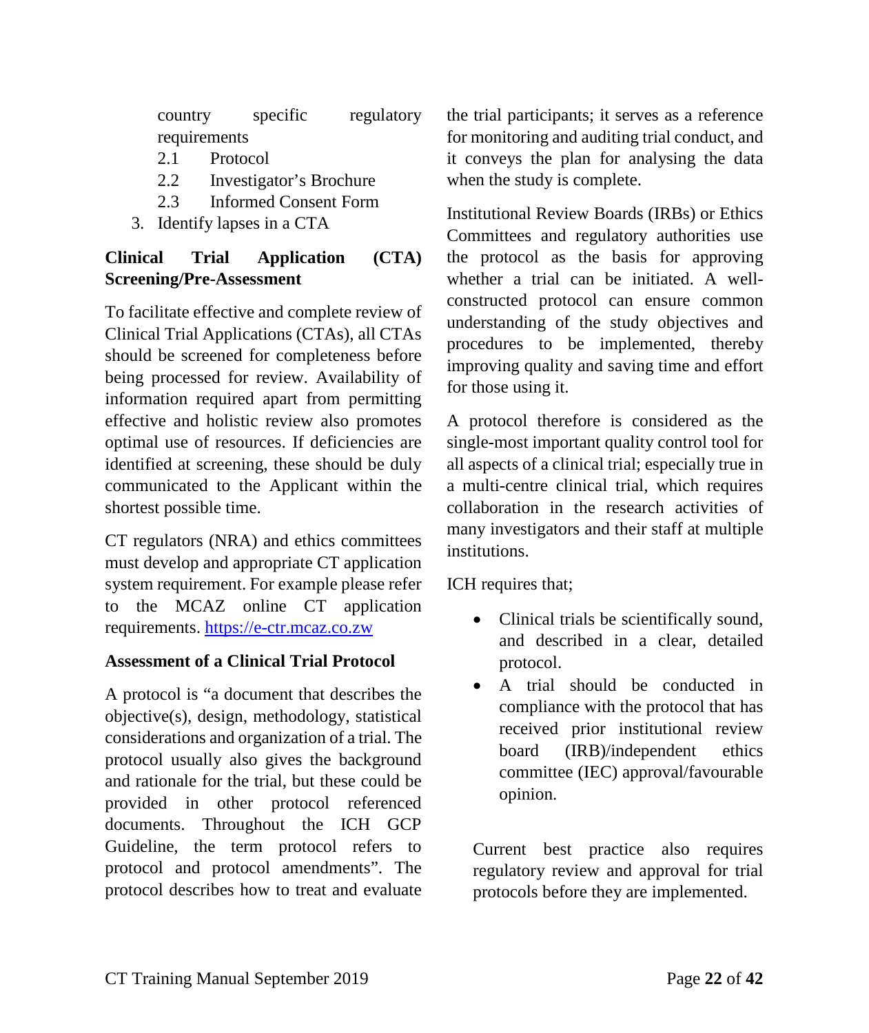country specific regulatory requirements
    2.1 Protocol
    2.2 Investigator's Brochure
    2.3 Informed Consent Form
3. Identify lapses in a CTA

**Clinical Trial Application (CTA) Screening/Pre-Assessment**

To facilitate effective and complete review of Clinical Trial Applications (CTAs), all CTAs should be screened for completeness before being processed for review. Availability of information required apart from permitting effective and holistic review also promotes optimal use of resources. If deficiencies are identified at screening, these should be duly communicated to the Applicant within the shortest possible time.

CT regulators (NRA) and ethics committees must develop and appropriate CT application system requirement. For example please refer to the MCAZ online CT application requirements. [https://e-ctr.mcaz.co.zw](https://e-ctr.mcaz.co.zw)

**Assessment of a Clinical Trial Protocol**

A protocol is "a document that describes the objective(s), design, methodology, statistical considerations and organization of a trial. The protocol usually also gives the background and rationale for the trial, but these could be provided in other protocol referenced documents. Throughout the ICH GCP Guideline, the term protocol refers to protocol and protocol amendments". The protocol describes how to treat and evaluate the trial participants; it serves as a reference for monitoring and auditing trial conduct, and it conveys the plan for analysing the data when the study is complete.

Institutional Review Boards (IRBs) or Ethics Committees and regulatory authorities use the protocol as the basis for approving whether a trial can be initiated. A well-constructed protocol can ensure common understanding of the study objectives and procedures to be implemented, thereby improving quality and saving time and effort for those using it.

A protocol therefore is considered as the single-most important quality control tool for all aspects of a clinical trial; especially true in a multi-centre clinical trial, which requires collaboration in the research activities of many investigators and their staff at multiple institutions.

ICH requires that;

- Clinical trials be scientifically sound, and described in a clear, detailed protocol.
- A trial should be conducted in compliance with the protocol that has received prior institutional review board (IRB)/independent ethics committee (IEC) approval/favourable opinion.

Current best practice also requires regulatory review and approval for trial protocols before they are implemented.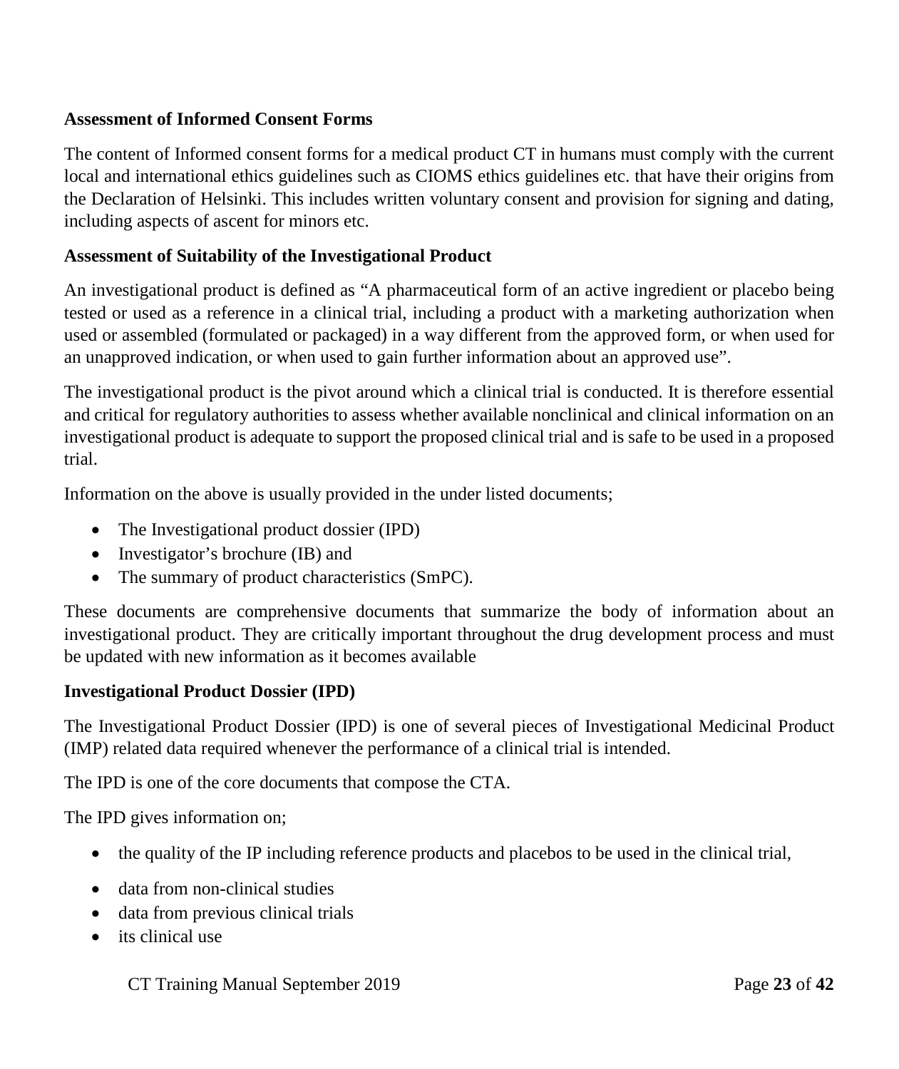**Assessment of Informed Consent Forms**

The content of Informed consent forms for a medical product CT in humans must comply with the current local and international ethics guidelines such as CIOMS ethics guidelines etc. that have their origins from the Declaration of Helsinki. This includes written voluntary consent and provision for signing and dating, including aspects of ascent for minors etc.

**Assessment of Suitability of the Investigational Product**

An investigational product is defined as "A pharmaceutical form of an active ingredient or placebo being tested or used as a reference in a clinical trial, including a product with a marketing authorization when used or assembled (formulated or packaged) in a way different from the approved form, or when used for an unapproved indication, or when used to gain further information about an approved use".

The investigational product is the pivot around which a clinical trial is conducted. It is therefore essential and critical for regulatory authorities to assess whether available nonclinical and clinical information on an investigational product is adequate to support the proposed clinical trial and is safe to be used in a proposed trial.

Information on the above is usually provided in the under listed documents;

- The Investigational product dossier (IPD)
- Investigator's brochure (IB) and
- The summary of product characteristics (SmPC).

These documents are comprehensive documents that summarize the body of information about an investigational product. They are critically important throughout the drug development process and must be updated with new information as it becomes available

**Investigational Product Dossier (IPD)**

The Investigational Product Dossier (IPD) is one of several pieces of Investigational Medicinal Product (IMP) related data required whenever the performance of a clinical trial is intended.

The IPD is one of the core documents that compose the CTA.

The IPD gives information on;

- the quality of the IP including reference products and placebos to be used in the clinical trial,
- data from non-clinical studies
- data from previous clinical trials
- its clinical use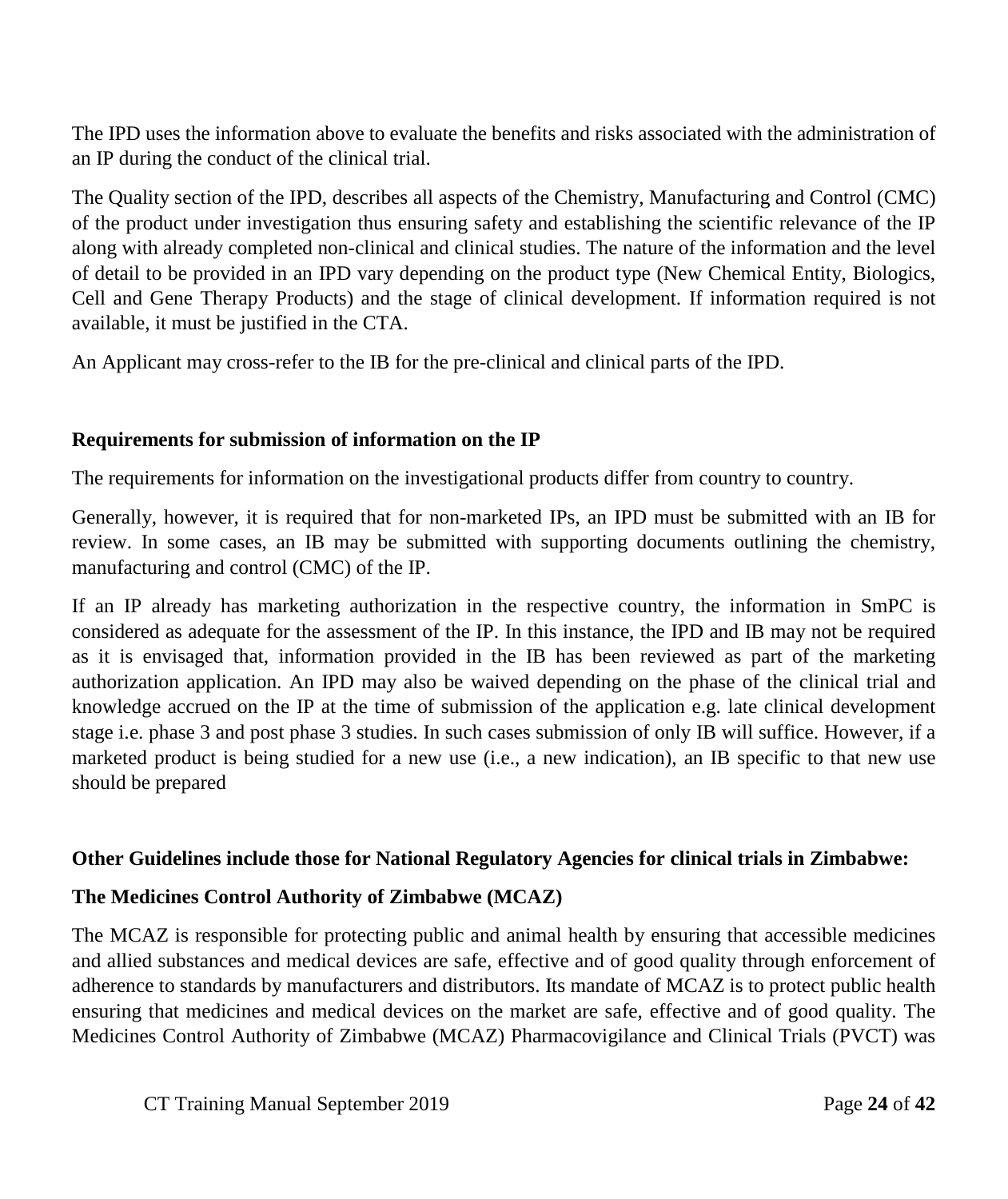The IPD uses the information above to evaluate the benefits and risks associated with the administration of an IP during the conduct of the clinical trial.

The Quality section of the IPD, describes all aspects of the Chemistry, Manufacturing and Control (CMC) of the product under investigation thus ensuring safety and establishing the scientific relevance of the IP along with already completed non-clinical and clinical studies. The nature of the information and the level of detail to be provided in an IPD vary depending on the product type (New Chemical Entity, Biologics, Cell and Gene Therapy Products) and the stage of clinical development. If information required is not available, it must be justified in the CTA.

An Applicant may cross-refer to the IB for the pre-clinical and clinical parts of the IPD.

**Requirements for submission of information on the IP**

The requirements for information on the investigational products differ from country to country.

Generally, however, it is required that for non-marketed IPs, an IPD must be submitted with an IB for review. In some cases, an IB may be submitted with supporting documents outlining the chemistry, manufacturing and control (CMC) of the IP.

If an IP already has marketing authorization in the respective country, the information in SmPC is considered as adequate for the assessment of the IP. In this instance, the IPD and IB may not be required as it is envisaged that, information provided in the IB has been reviewed as part of the marketing authorization application. An IPD may also be waived depending on the phase of the clinical trial and knowledge accrued on the IP at the time of submission of the application e.g. late clinical development stage i.e. phase 3 and post phase 3 studies. In such cases submission of only IB will suffice. However, if a marketed product is being studied for a new use (i.e., a new indication), an IB specific to that new use should be prepared

**Other Guidelines include those for National Regulatory Agencies for clinical trials in Zimbabwe:**

**The Medicines Control Authority of Zimbabwe (MCAZ)**

The MCAZ is responsible for protecting public and animal health by ensuring that accessible medicines and allied substances and medical devices are safe, effective and of good quality through enforcement of adherence to standards by manufacturers and distributors. Its mandate of MCAZ is to protect public health ensuring that medicines and medical devices on the market are safe, effective and of good quality. The Medicines Control Authority of Zimbabwe (MCAZ) Pharmacovigilance and Clinical Trials (PVCT) was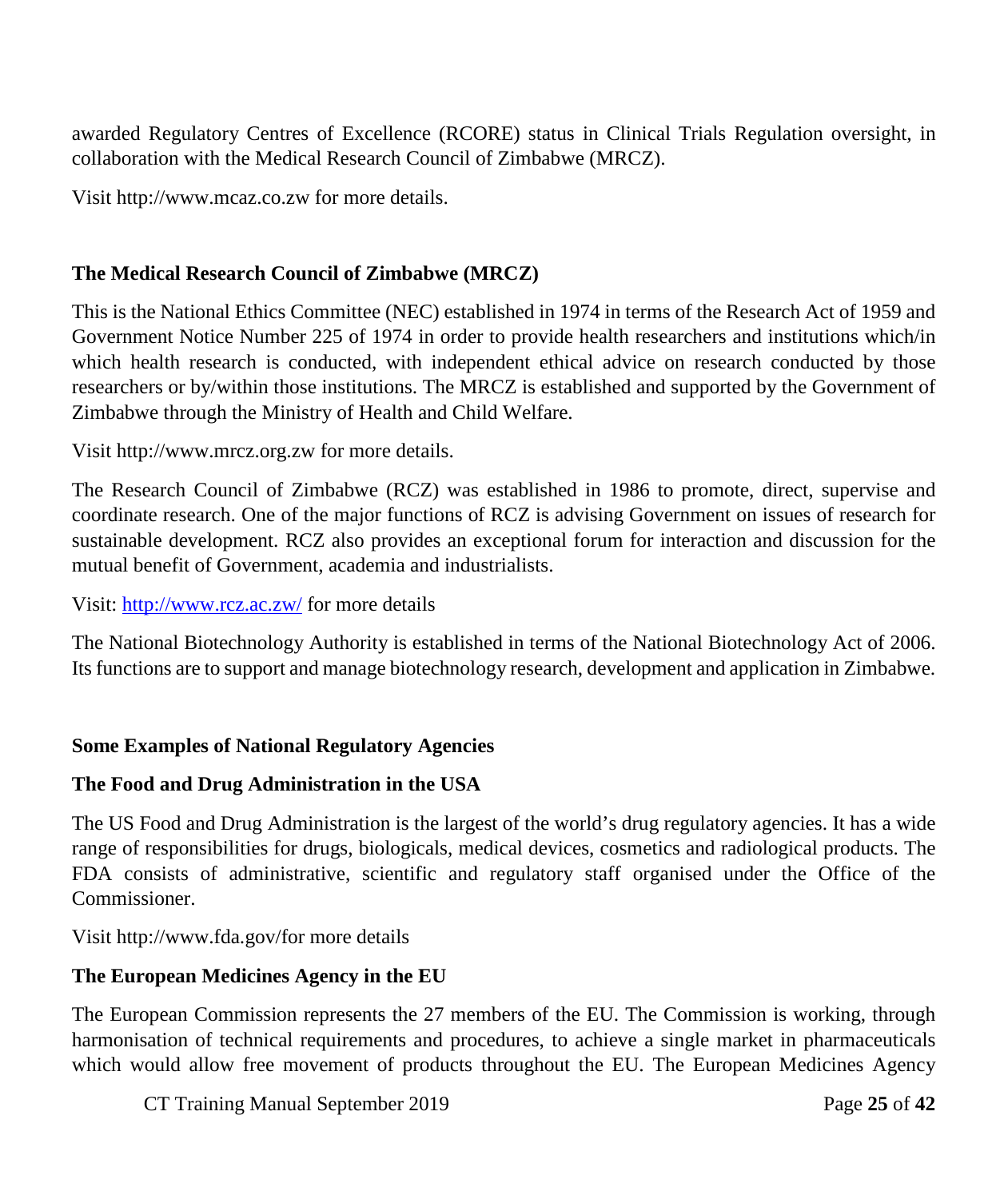awarded Regulatory Centres of Excellence (RCORE) status in Clinical Trials Regulation oversight, in collaboration with the Medical Research Council of Zimbabwe (MRCZ).

Visit http://www.mcaz.co.zw for more details.

**The Medical Research Council of Zimbabwe (MRCZ)**

This is the National Ethics Committee (NEC) established in 1974 in terms of the Research Act of 1959 and Government Notice Number 225 of 1974 in order to provide health researchers and institutions which/in which health research is conducted, with independent ethical advice on research conducted by those researchers or by/within those institutions. The MRCZ is established and supported by the Government of Zimbabwe through the Ministry of Health and Child Welfare.

Visit http://www.mrcz.org.zw for more details.

The Research Council of Zimbabwe (RCZ) was established in 1986 to promote, direct, supervise and coordinate research. One of the major functions of RCZ is advising Government on issues of research for sustainable development. RCZ also provides an exceptional forum for interaction and discussion for the mutual benefit of Government, academia and industrialists.

Visit: http://www.rcz.ac.zw/ for more details

The National Biotechnology Authority is established in terms of the National Biotechnology Act of 2006. Its functions are to support and manage biotechnology research, development and application in Zimbabwe.

**Some Examples of National Regulatory Agencies**

**The Food and Drug Administration in the USA**

The US Food and Drug Administration is the largest of the world's drug regulatory agencies. It has a wide range of responsibilities for drugs, biologicals, medical devices, cosmetics and radiological products. The FDA consists of administrative, scientific and regulatory staff organised under the Office of the Commissioner.

Visit http://www.fda.gov/for more details

**The European Medicines Agency in the EU**

The European Commission represents the 27 members of the EU. The Commission is working, through harmonisation of technical requirements and procedures, to achieve a single market in pharmaceuticals which would allow free movement of products throughout the EU. The European Medicines Agency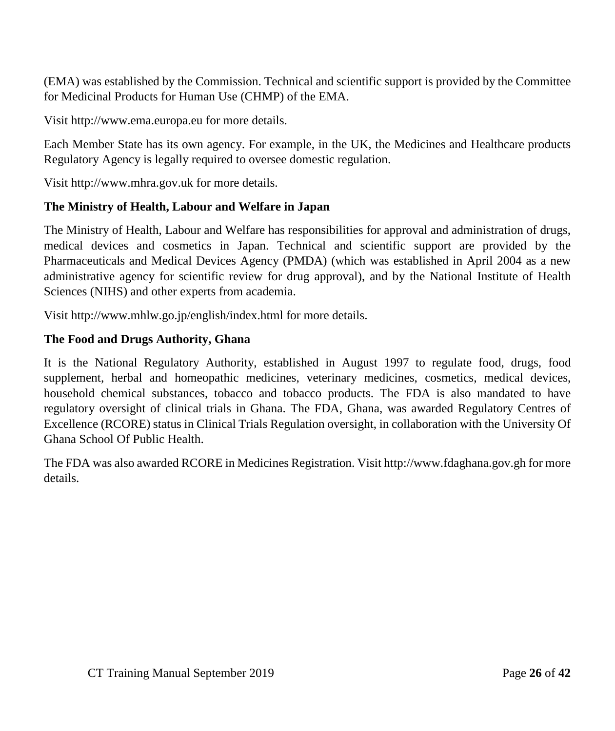(EMA) was established by the Commission. Technical and scientific support is provided by the Committee for Medicinal Products for Human Use (CHMP) of the EMA.

Visit http://www.ema.europa.eu for more details.

Each Member State has its own agency. For example, in the UK, the Medicines and Healthcare products Regulatory Agency is legally required to oversee domestic regulation.

Visit http://www.mhra.gov.uk for more details.

**The Ministry of Health, Labour and Welfare in Japan**

The Ministry of Health, Labour and Welfare has responsibilities for approval and administration of drugs, medical devices and cosmetics in Japan. Technical and scientific support are provided by the Pharmaceuticals and Medical Devices Agency (PMDA) (which was established in April 2004 as a new administrative agency for scientific review for drug approval), and by the National Institute of Health Sciences (NIHS) and other experts from academia.

Visit http://www.mhlw.go.jp/english/index.html for more details.

**The Food and Drugs Authority, Ghana**

It is the National Regulatory Authority, established in August 1997 to regulate food, drugs, food supplement, herbal and homeopathic medicines, veterinary medicines, cosmetics, medical devices, household chemical substances, tobacco and tobacco products. The FDA is also mandated to have regulatory oversight of clinical trials in Ghana. The FDA, Ghana, was awarded Regulatory Centres of Excellence (RCORE) status in Clinical Trials Regulation oversight, in collaboration with the University Of Ghana School Of Public Health.

The FDA was also awarded RCORE in Medicines Registration. Visit http://www.fdaghana.gov.gh for more details.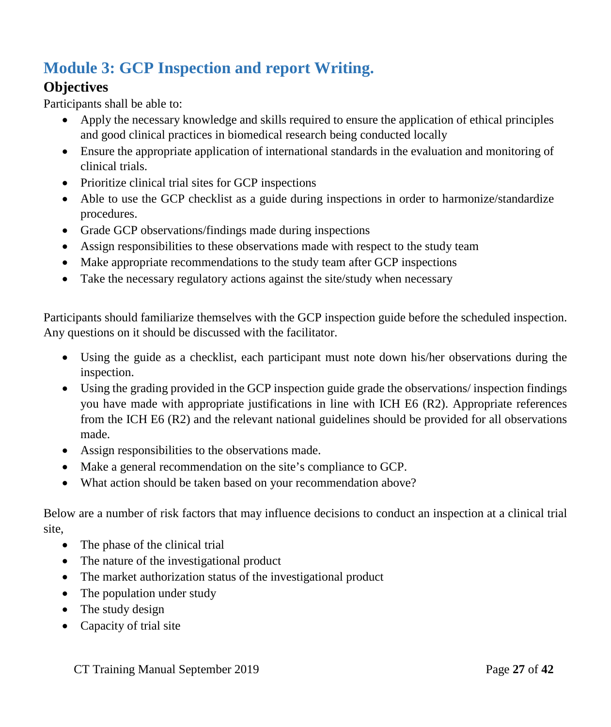# Module 3: GCP Inspection and report Writing.

## Objectives

Participants shall be able to:

- Apply the necessary knowledge and skills required to ensure the application of ethical principles and good clinical practices in biomedical research being conducted locally
- Ensure the appropriate application of international standards in the evaluation and monitoring of clinical trials.
- Prioritize clinical trial sites for GCP inspections
- Able to use the GCP checklist as a guide during inspections in order to harmonize/standardize procedures.
- Grade GCP observations/findings made during inspections
- Assign responsibilities to these observations made with respect to the study team
- Make appropriate recommendations to the study team after GCP inspections
- Take the necessary regulatory actions against the site/study when necessary

Participants should familiarize themselves with the GCP inspection guide before the scheduled inspection. Any questions on it should be discussed with the facilitator.

- Using the guide as a checklist, each participant must note down his/her observations during the inspection.
- Using the grading provided in the GCP inspection guide grade the observations/ inspection findings you have made with appropriate justifications in line with ICH E6 (R2). Appropriate references from the ICH E6 (R2) and the relevant national guidelines should be provided for all observations made.
- Assign responsibilities to the observations made.
- Make a general recommendation on the site's compliance to GCP.
- What action should be taken based on your recommendation above?

Below are a number of risk factors that may influence decisions to conduct an inspection at a clinical trial site,

- The phase of the clinical trial
- The nature of the investigational product
- The market authorization status of the investigational product
- The population under study
- The study design
- Capacity of trial site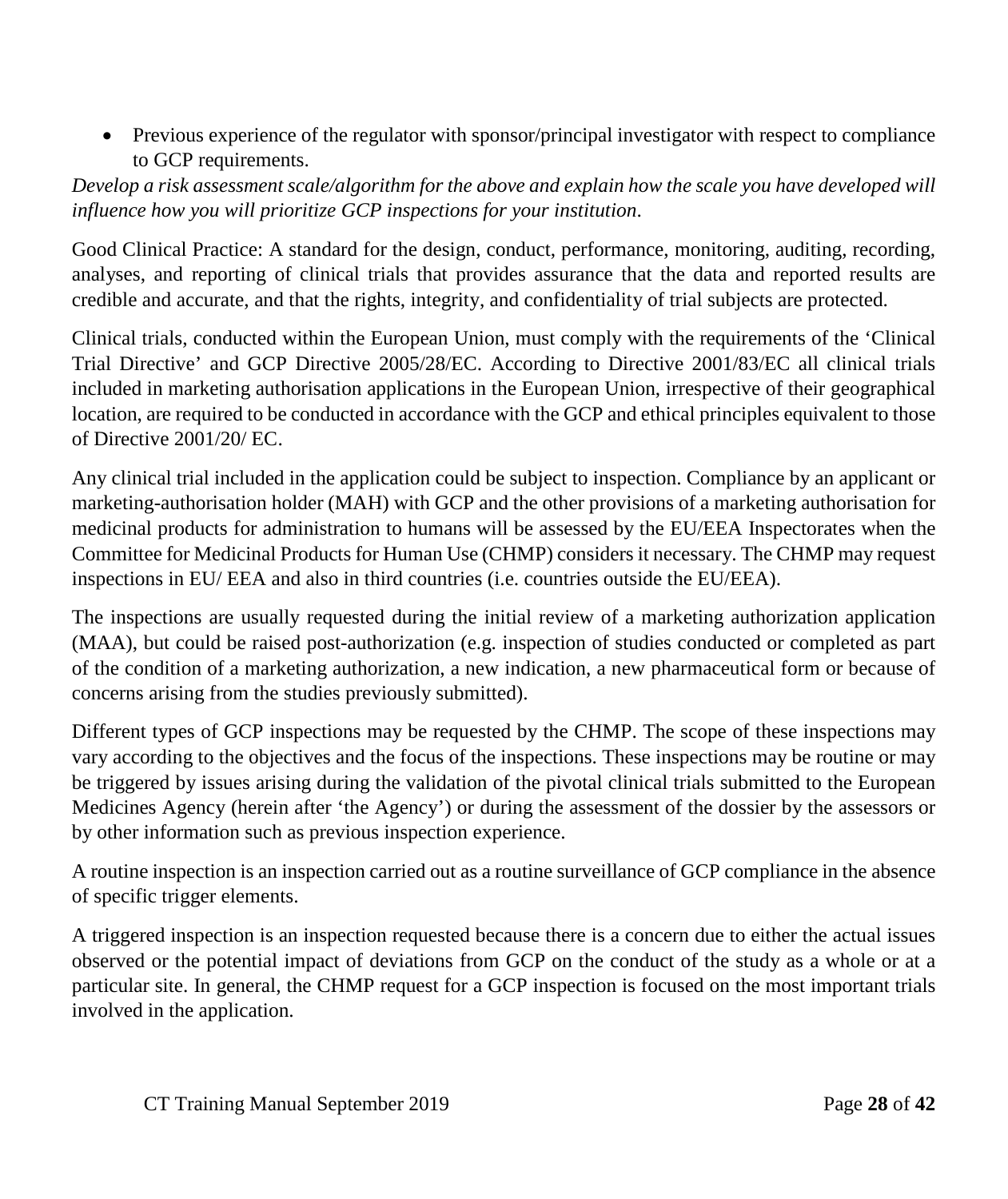- Previous experience of the regulator with sponsor/principal investigator with respect to compliance to GCP requirements.

*Develop a risk assessment scale/algorithm for the above and explain how the scale you have developed will influence how you will prioritize GCP inspections for your institution*.

Good Clinical Practice: A standard for the design, conduct, performance, monitoring, auditing, recording, analyses, and reporting of clinical trials that provides assurance that the data and reported results are credible and accurate, and that the rights, integrity, and confidentiality of trial subjects are protected.

Clinical trials, conducted within the European Union, must comply with the requirements of the 'Clinical Trial Directive' and GCP Directive 2005/28/EC. According to Directive 2001/83/EC all clinical trials included in marketing authorisation applications in the European Union, irrespective of their geographical location, are required to be conducted in accordance with the GCP and ethical principles equivalent to those of Directive 2001/20/ EC.

Any clinical trial included in the application could be subject to inspection. Compliance by an applicant or marketing-authorisation holder (MAH) with GCP and the other provisions of a marketing authorisation for medicinal products for administration to humans will be assessed by the EU/EEA Inspectorates when the Committee for Medicinal Products for Human Use (CHMP) considers it necessary. The CHMP may request inspections in EU/ EEA and also in third countries (i.e. countries outside the EU/EEA).

The inspections are usually requested during the initial review of a marketing authorization application (MAA), but could be raised post-authorization (e.g. inspection of studies conducted or completed as part of the condition of a marketing authorization, a new indication, a new pharmaceutical form or because of concerns arising from the studies previously submitted).

Different types of GCP inspections may be requested by the CHMP. The scope of these inspections may vary according to the objectives and the focus of the inspections. These inspections may be routine or may be triggered by issues arising during the validation of the pivotal clinical trials submitted to the European Medicines Agency (herein after 'the Agency') or during the assessment of the dossier by the assessors or by other information such as previous inspection experience.

A routine inspection is an inspection carried out as a routine surveillance of GCP compliance in the absence of specific trigger elements.

A triggered inspection is an inspection requested because there is a concern due to either the actual issues observed or the potential impact of deviations from GCP on the conduct of the study as a whole or at a particular site. In general, the CHMP request for a GCP inspection is focused on the most important trials involved in the application.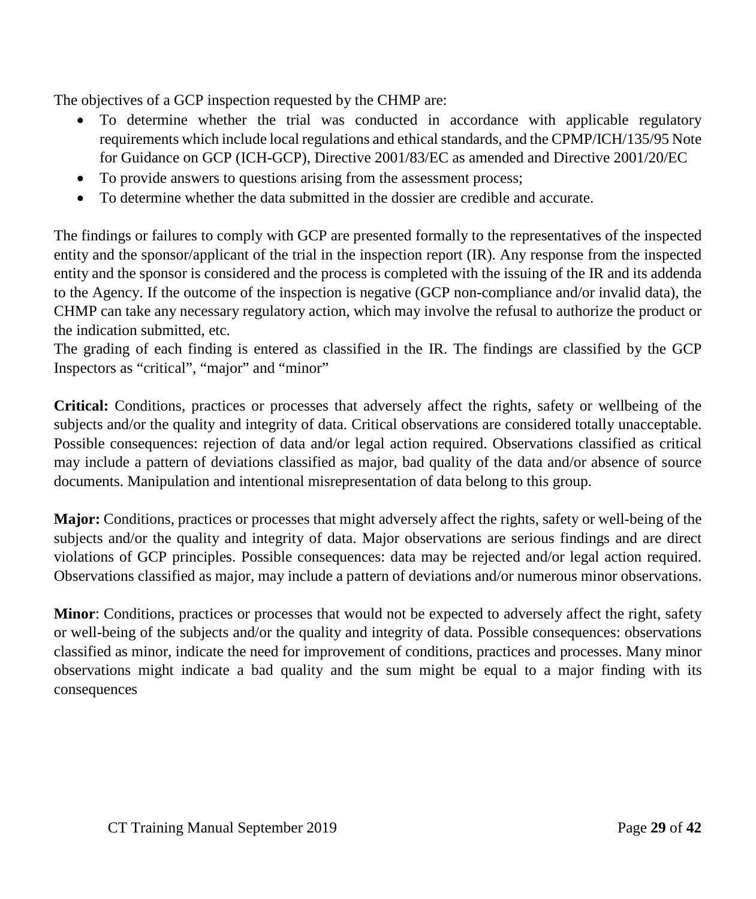The objectives of a GCP inspection requested by the CHMP are:

- To determine whether the trial was conducted in accordance with applicable regulatory requirements which include local regulations and ethical standards, and the CPMP/ICH/135/95 Note for Guidance on GCP (ICH-GCP), Directive 2001/83/EC as amended and Directive 2001/20/EC
- To provide answers to questions arising from the assessment process;
- To determine whether the data submitted in the dossier are credible and accurate.

The findings or failures to comply with GCP are presented formally to the representatives of the inspected entity and the sponsor/applicant of the trial in the inspection report (IR). Any response from the inspected entity and the sponsor is considered and the process is completed with the issuing of the IR and its addenda to the Agency. If the outcome of the inspection is negative (GCP non-compliance and/or invalid data), the CHMP can take any necessary regulatory action, which may involve the refusal to authorize the product or the indication submitted, etc.
The grading of each finding is entered as classified in the IR. The findings are classified by the GCP Inspectors as "critical", "major" and "minor"

**Critical:** Conditions, practices or processes that adversely affect the rights, safety or wellbeing of the subjects and/or the quality and integrity of data. Critical observations are considered totally unacceptable. Possible consequences: rejection of data and/or legal action required. Observations classified as critical may include a pattern of deviations classified as major, bad quality of the data and/or absence of source documents. Manipulation and intentional misrepresentation of data belong to this group.

**Major:** Conditions, practices or processes that might adversely affect the rights, safety or well-being of the subjects and/or the quality and integrity of data. Major observations are serious findings and are direct violations of GCP principles. Possible consequences: data may be rejected and/or legal action required. Observations classified as major, may include a pattern of deviations and/or numerous minor observations.

**Minor**: Conditions, practices or processes that would not be expected to adversely affect the right, safety or well-being of the subjects and/or the quality and integrity of data. Possible consequences: observations classified as minor, indicate the need for improvement of conditions, practices and processes. Many minor observations might indicate a bad quality and the sum might be equal to a major finding with its consequences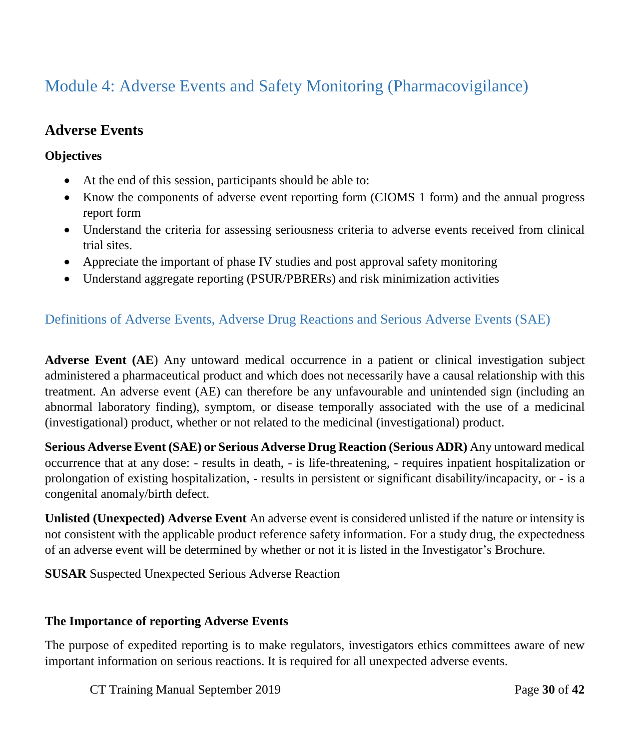# Module 4: Adverse Events and Safety Monitoring (Pharmacovigilance)

## Adverse Events

### Objectives

- At the end of this session, participants should be able to:
- Know the components of adverse event reporting form (CIOMS 1 form) and the annual progress report form
- Understand the criteria for assessing seriousness criteria to adverse events received from clinical trial sites.
- Appreciate the important of phase IV studies and post approval safety monitoring
- Understand aggregate reporting (PSUR/PBRERs) and risk minimization activities

### Definitions of Adverse Events, Adverse Drug Reactions and Serious Adverse Events (SAE)

**Adverse Event (AE**) Any untoward medical occurrence in a patient or clinical investigation subject administered a pharmaceutical product and which does not necessarily have a causal relationship with this treatment. An adverse event (AE) can therefore be any unfavourable and unintended sign (including an abnormal laboratory finding), symptom, or disease temporally associated with the use of a medicinal (investigational) product, whether or not related to the medicinal (investigational) product.

**Serious Adverse Event (SAE) or Serious Adverse Drug Reaction (Serious ADR)** Any untoward medical occurrence that at any dose: - results in death, - is life-threatening, - requires inpatient hospitalization or prolongation of existing hospitalization, - results in persistent or significant disability/incapacity, or - is a congenital anomaly/birth defect.

**Unlisted (Unexpected) Adverse Event** An adverse event is considered unlisted if the nature or intensity is not consistent with the applicable product reference safety information. For a study drug, the expectedness of an adverse event will be determined by whether or not it is listed in the Investigator's Brochure.

**SUSAR** Suspected Unexpected Serious Adverse Reaction

### The Importance of reporting Adverse Events

The purpose of expedited reporting is to make regulators, investigators ethics committees aware of new important information on serious reactions. It is required for all unexpected adverse events.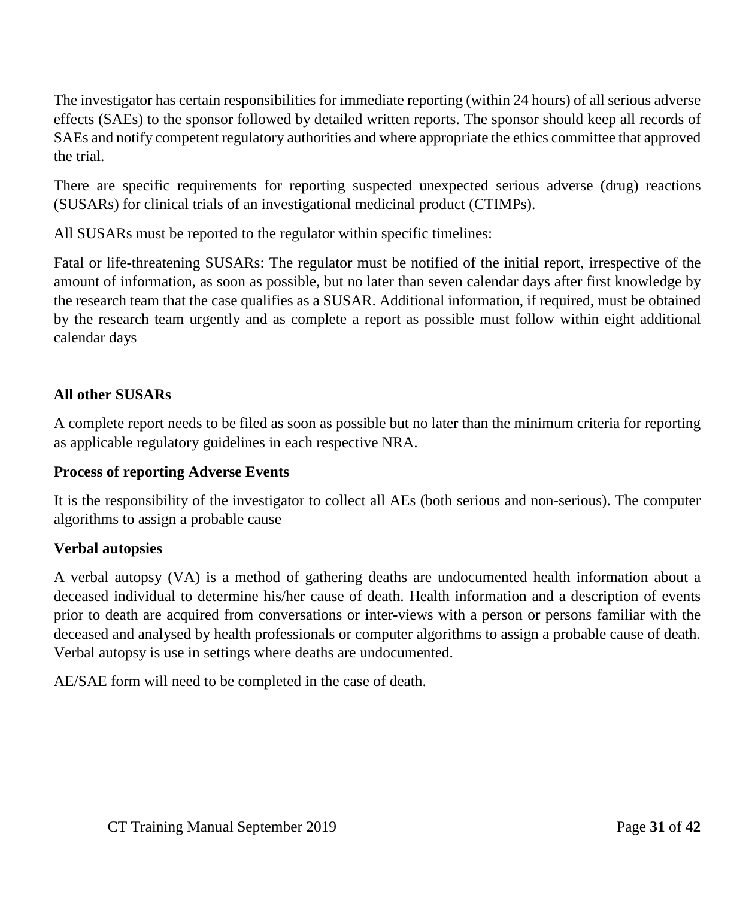The investigator has certain responsibilities for immediate reporting (within 24 hours) of all serious adverse effects (SAEs) to the sponsor followed by detailed written reports. The sponsor should keep all records of SAEs and notify competent regulatory authorities and where appropriate the ethics committee that approved the trial.

There are specific requirements for reporting suspected unexpected serious adverse (drug) reactions (SUSARs) for clinical trials of an investigational medicinal product (CTIMPs).

All SUSARs must be reported to the regulator within specific timelines:

Fatal or life-threatening SUSARs: The regulator must be notified of the initial report, irrespective of the amount of information, as soon as possible, but no later than seven calendar days after first knowledge by the research team that the case qualifies as a SUSAR. Additional information, if required, must be obtained by the research team urgently and as complete a report as possible must follow within eight additional calendar days

**All other SUSARs**

A complete report needs to be filed as soon as possible but no later than the minimum criteria for reporting as applicable regulatory guidelines in each respective NRA.

**Process of reporting Adverse Events**

It is the responsibility of the investigator to collect all AEs (both serious and non-serious). The computer algorithms to assign a probable cause

**Verbal autopsies**

A verbal autopsy (VA) is a method of gathering deaths are undocumented health information about a deceased individual to determine his/her cause of death. Health information and a description of events prior to death are acquired from conversations or inter-views with a person or persons familiar with the deceased and analysed by health professionals or computer algorithms to assign a probable cause of death. Verbal autopsy is use in settings where deaths are undocumented.

AE/SAE form will need to be completed in the case of death.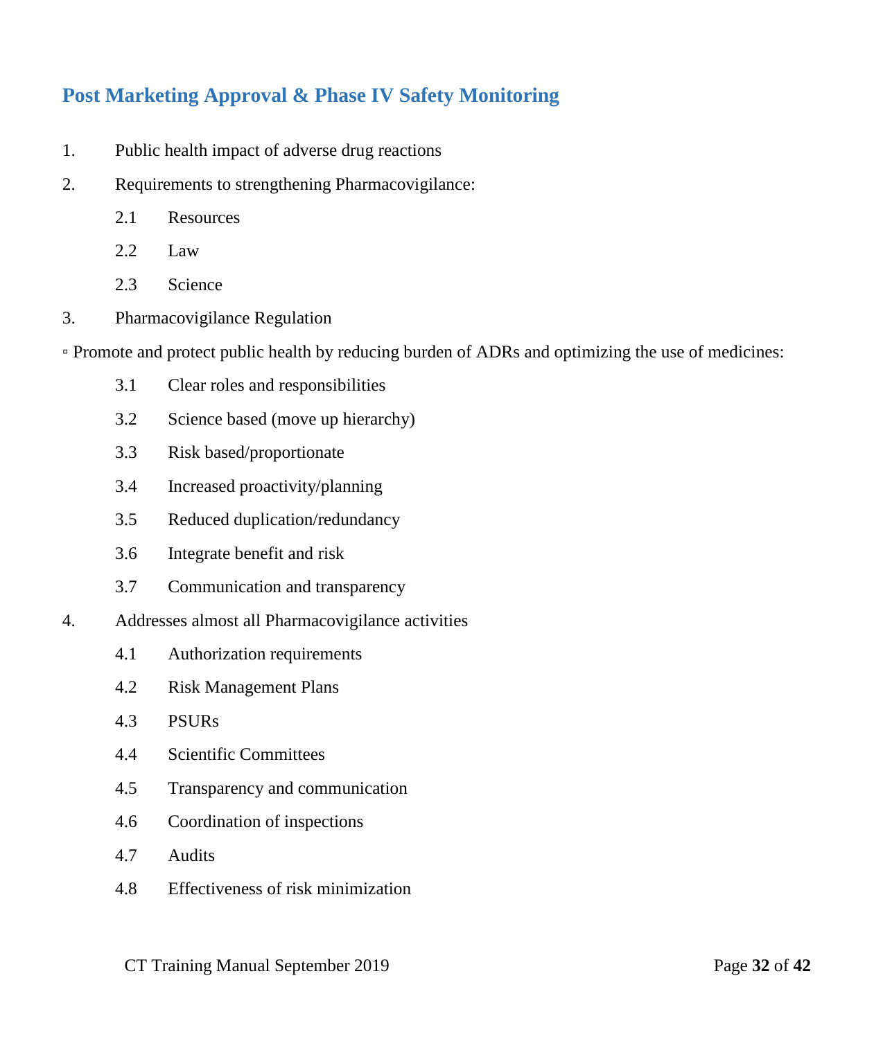## Post Marketing Approval & Phase IV Safety Monitoring

1. Public health impact of adverse drug reactions
2. Requirements to strengthening Pharmacovigilance:
   - 2.1 Resources
   - 2.2 Law
   - 2.3 Science
3. Pharmacovigilance Regulation

▫ Promote and protect public health by reducing burden of ADRs and optimizing the use of medicines:

   - 3.1 Clear roles and responsibilities
   - 3.2 Science based (move up hierarchy)
   - 3.3 Risk based/proportionate
   - 3.4 Increased proactivity/planning
   - 3.5 Reduced duplication/redundancy
   - 3.6 Integrate benefit and risk
   - 3.7 Communication and transparency

4. Addresses almost all Pharmacovigilance activities
   - 4.1 Authorization requirements
   - 4.2 Risk Management Plans
   - 4.3 PSURs
   - 4.4 Scientific Committees
   - 4.5 Transparency and communication
   - 4.6 Coordination of inspections
   - 4.7 Audits
   - 4.8 Effectiveness of risk minimization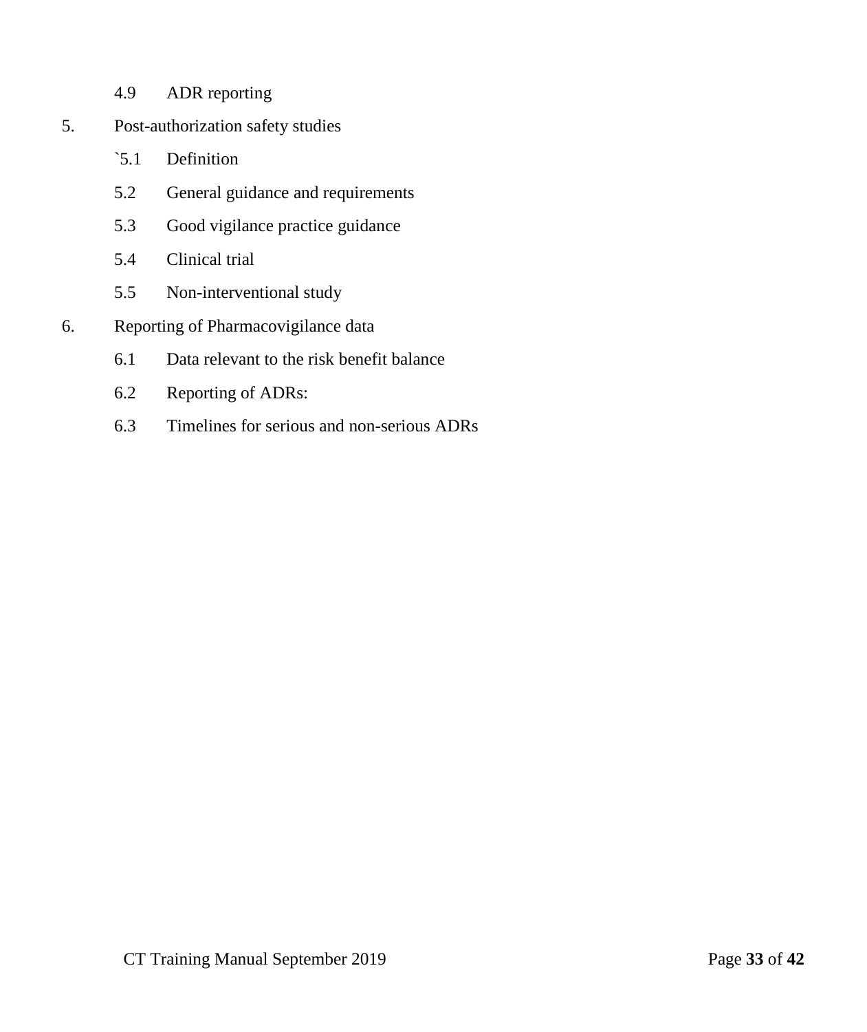4.9 ADR reporting

5. Post-authorization safety studies

`5.1 Definition

5.2 General guidance and requirements

5.3 Good vigilance practice guidance

5.4 Clinical trial

5.5 Non-interventional study

6. Reporting of Pharmacovigilance data

6.1 Data relevant to the risk benefit balance

6.2 Reporting of ADRs:

6.3 Timelines for serious and non-serious ADRs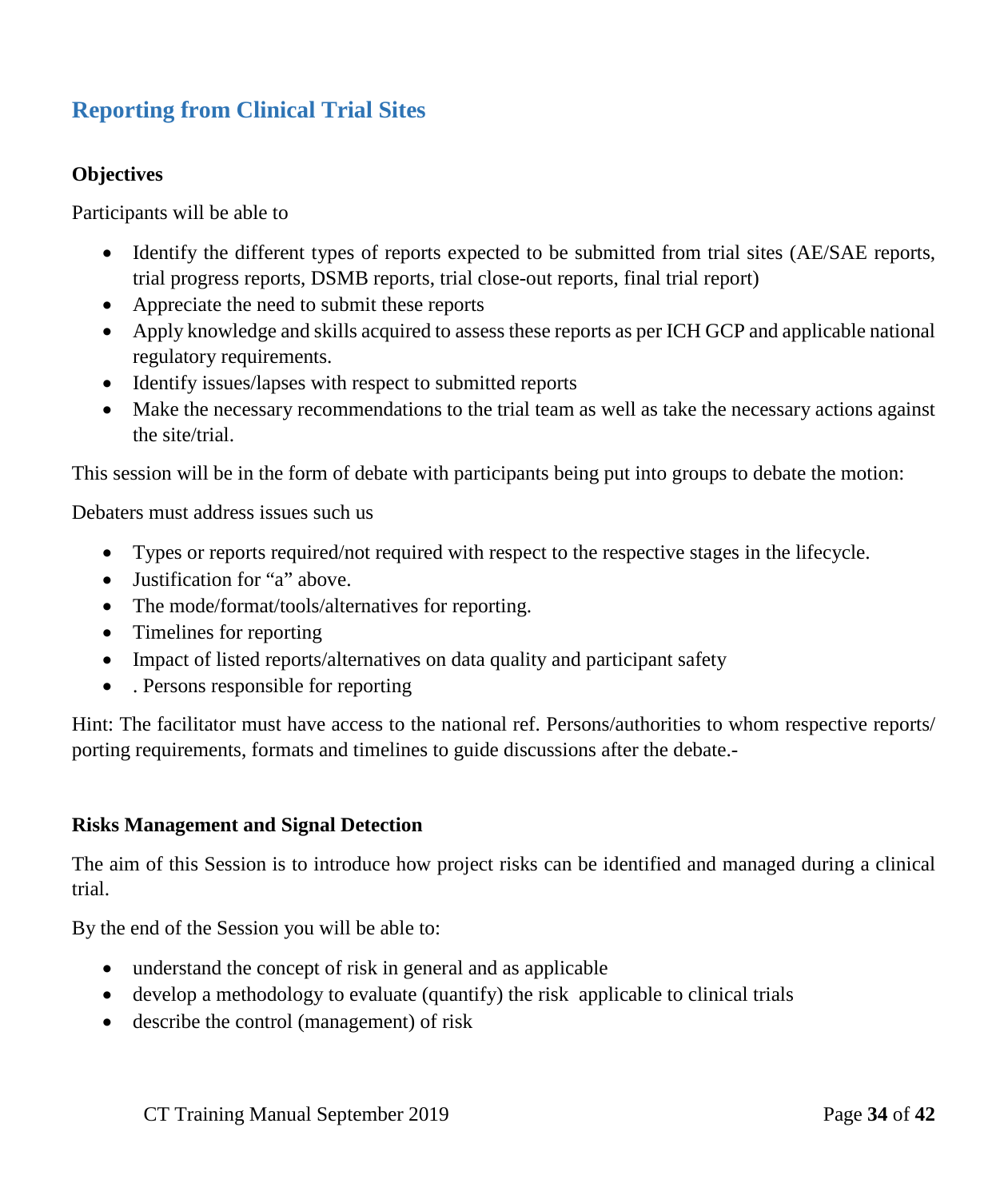## Reporting from Clinical Trial Sites

**Objectives**

Participants will be able to

- Identify the different types of reports expected to be submitted from trial sites (AE/SAE reports, trial progress reports, DSMB reports, trial close-out reports, final trial report)
- Appreciate the need to submit these reports
- Apply knowledge and skills acquired to assess these reports as per ICH GCP and applicable national regulatory requirements.
- Identify issues/lapses with respect to submitted reports
- Make the necessary recommendations to the trial team as well as take the necessary actions against the site/trial.

This session will be in the form of debate with participants being put into groups to debate the motion:

Debaters must address issues such us

- Types or reports required/not required with respect to the respective stages in the lifecycle.
- Justification for "a" above.
- The mode/format/tools/alternatives for reporting.
- Timelines for reporting
- Impact of listed reports/alternatives on data quality and participant safety
- . Persons responsible for reporting

Hint: The facilitator must have access to the national ref. Persons/authorities to whom respective reports/ porting requirements, formats and timelines to guide discussions after the debate.-

**Risks Management and Signal Detection**

The aim of this Session is to introduce how project risks can be identified and managed during a clinical trial.

By the end of the Session you will be able to:

- understand the concept of risk in general and as applicable
- develop a methodology to evaluate (quantify) the risk applicable to clinical trials
- describe the control (management) of risk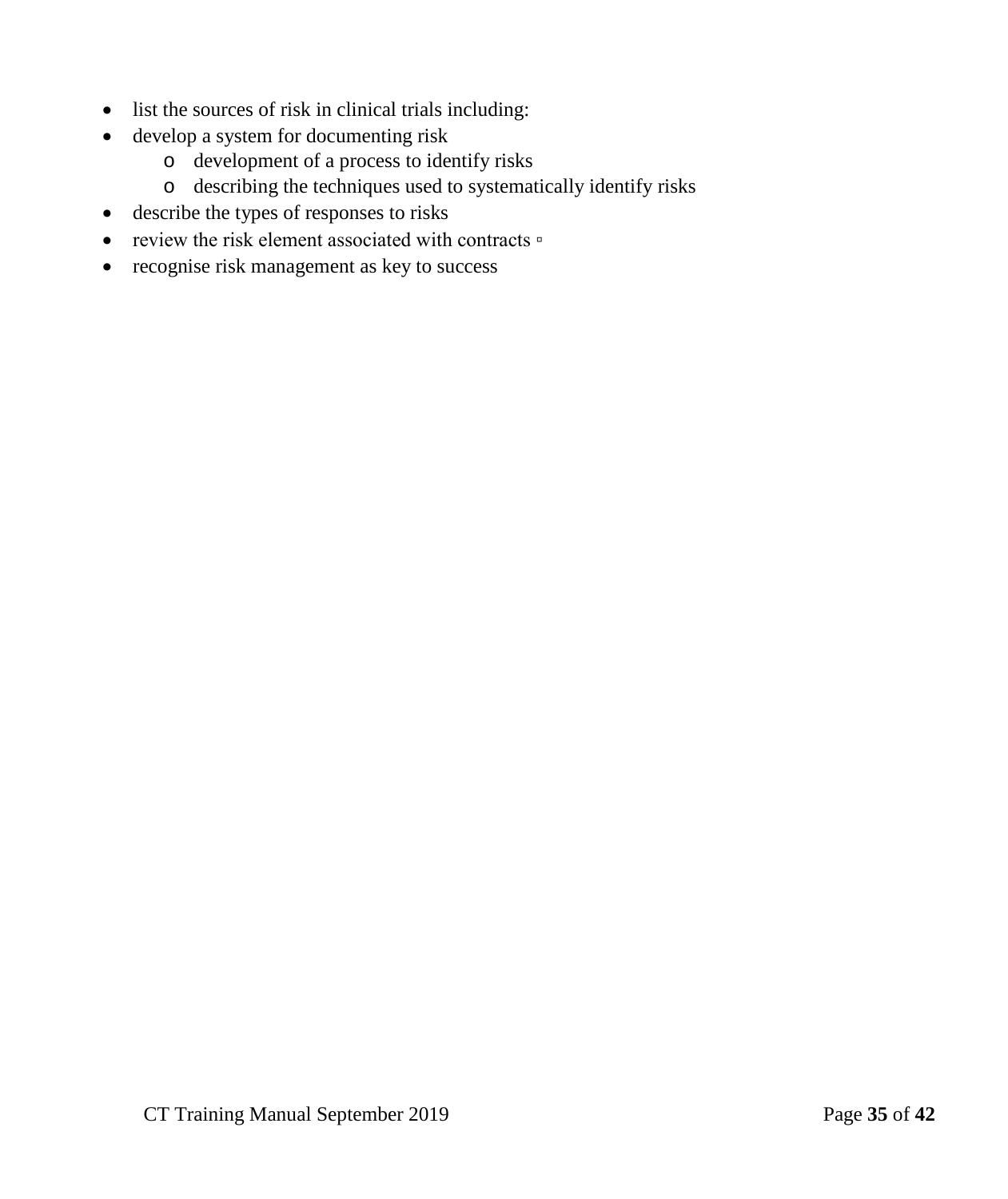- list the sources of risk in clinical trials including:
- develop a system for documenting risk
    - development of a process to identify risks
    - describing the techniques used to systematically identify risks
- describe the types of responses to risks
- review the risk element associated with contracts ▫
- recognise risk management as key to success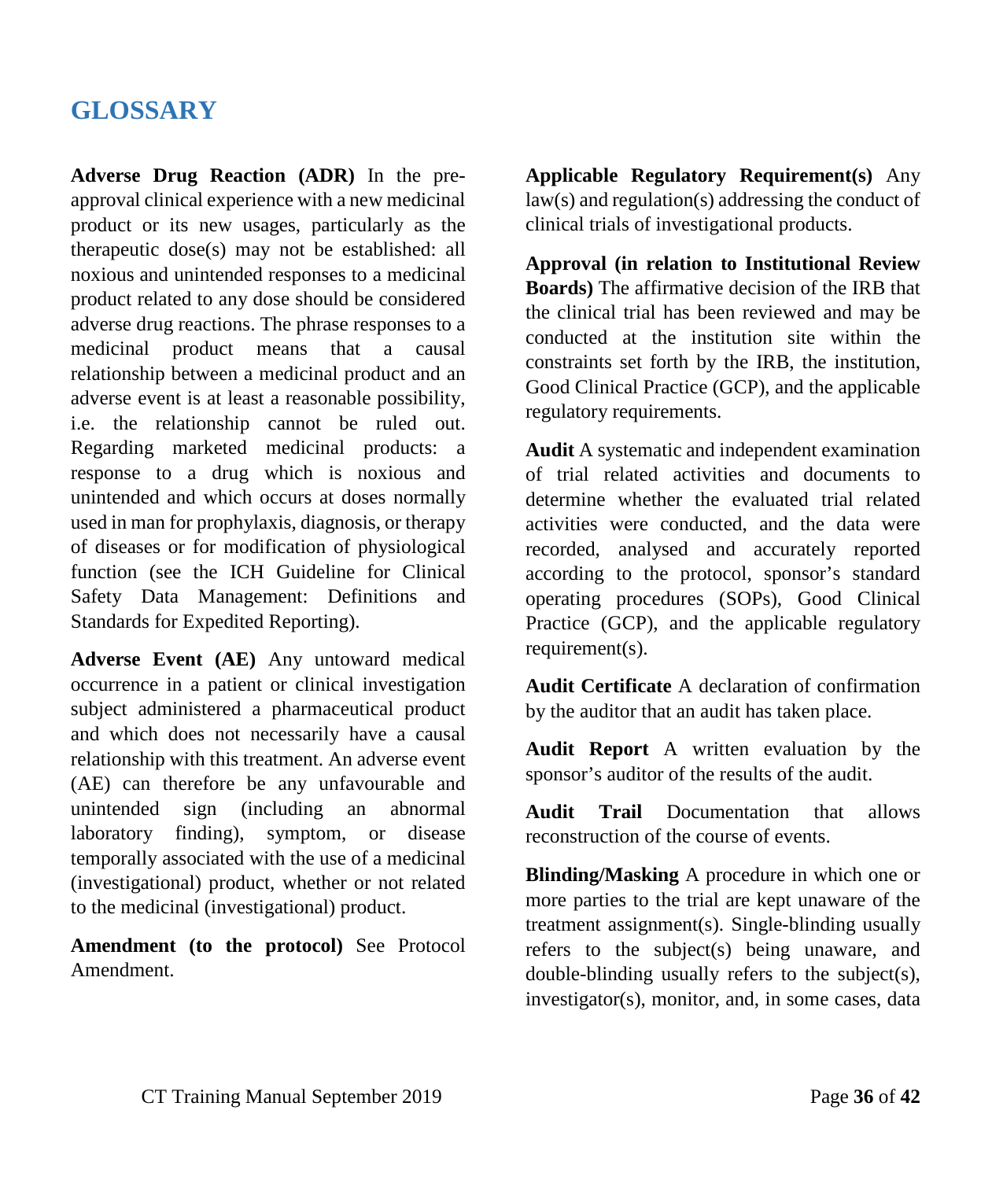# GLOSSARY

**Adverse Drug Reaction (ADR)** In the pre-approval clinical experience with a new medicinal product or its new usages, particularly as the therapeutic dose(s) may not be established: all noxious and unintended responses to a medicinal product related to any dose should be considered adverse drug reactions. The phrase responses to a medicinal product means that a causal relationship between a medicinal product and an adverse event is at least a reasonable possibility, i.e. the relationship cannot be ruled out. Regarding marketed medicinal products: a response to a drug which is noxious and unintended and which occurs at doses normally used in man for prophylaxis, diagnosis, or therapy of diseases or for modification of physiological function (see the ICH Guideline for Clinical Safety Data Management: Definitions and Standards for Expedited Reporting).

**Adverse Event (AE)** Any untoward medical occurrence in a patient or clinical investigation subject administered a pharmaceutical product and which does not necessarily have a causal relationship with this treatment. An adverse event (AE) can therefore be any unfavourable and unintended sign (including an abnormal laboratory finding), symptom, or disease temporally associated with the use of a medicinal (investigational) product, whether or not related to the medicinal (investigational) product.

**Amendment (to the protocol)** See Protocol Amendment.

**Applicable Regulatory Requirement(s)** Any law(s) and regulation(s) addressing the conduct of clinical trials of investigational products.

**Approval (in relation to Institutional Review Boards)** The affirmative decision of the IRB that the clinical trial has been reviewed and may be conducted at the institution site within the constraints set forth by the IRB, the institution, Good Clinical Practice (GCP), and the applicable regulatory requirements.

**Audit** A systematic and independent examination of trial related activities and documents to determine whether the evaluated trial related activities were conducted, and the data were recorded, analysed and accurately reported according to the protocol, sponsor's standard operating procedures (SOPs), Good Clinical Practice (GCP), and the applicable regulatory requirement(s).

**Audit Certificate** A declaration of confirmation by the auditor that an audit has taken place.

**Audit Report** A written evaluation by the sponsor's auditor of the results of the audit.

**Audit Trail** Documentation that allows reconstruction of the course of events.

**Blinding/Masking** A procedure in which one or more parties to the trial are kept unaware of the treatment assignment(s). Single-blinding usually refers to the subject(s) being unaware, and double-blinding usually refers to the subject(s), investigator(s), monitor, and, in some cases, data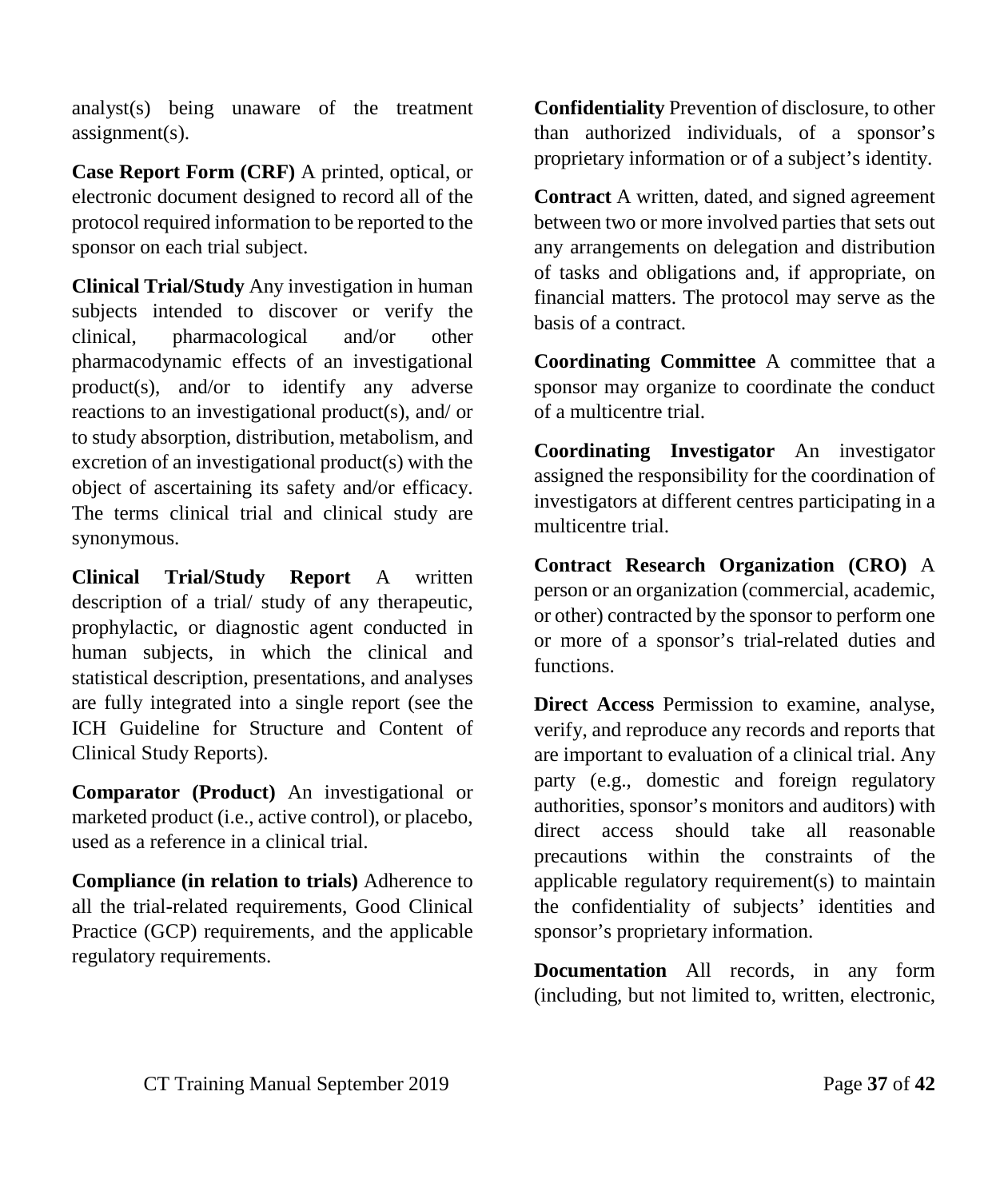analyst(s) being unaware of the treatment assignment(s).

**Case Report Form (CRF)** A printed, optical, or electronic document designed to record all of the protocol required information to be reported to the sponsor on each trial subject.

**Clinical Trial/Study** Any investigation in human subjects intended to discover or verify the clinical, pharmacological and/or other pharmacodynamic effects of an investigational product(s), and/or to identify any adverse reactions to an investigational product(s), and/ or to study absorption, distribution, metabolism, and excretion of an investigational product(s) with the object of ascertaining its safety and/or efficacy. The terms clinical trial and clinical study are synonymous.

**Clinical Trial/Study Report** A written description of a trial/ study of any therapeutic, prophylactic, or diagnostic agent conducted in human subjects, in which the clinical and statistical description, presentations, and analyses are fully integrated into a single report (see the ICH Guideline for Structure and Content of Clinical Study Reports).

**Comparator (Product)** An investigational or marketed product (i.e., active control), or placebo, used as a reference in a clinical trial.

**Compliance (in relation to trials)** Adherence to all the trial-related requirements, Good Clinical Practice (GCP) requirements, and the applicable regulatory requirements.

**Confidentiality** Prevention of disclosure, to other than authorized individuals, of a sponsor's proprietary information or of a subject's identity.

**Contract** A written, dated, and signed agreement between two or more involved parties that sets out any arrangements on delegation and distribution of tasks and obligations and, if appropriate, on financial matters. The protocol may serve as the basis of a contract.

**Coordinating Committee** A committee that a sponsor may organize to coordinate the conduct of a multicentre trial.

**Coordinating Investigator** An investigator assigned the responsibility for the coordination of investigators at different centres participating in a multicentre trial.

**Contract Research Organization (CRO)** A person or an organization (commercial, academic, or other) contracted by the sponsor to perform one or more of a sponsor's trial-related duties and functions.

**Direct Access** Permission to examine, analyse, verify, and reproduce any records and reports that are important to evaluation of a clinical trial. Any party (e.g., domestic and foreign regulatory authorities, sponsor's monitors and auditors) with direct access should take all reasonable precautions within the constraints of the applicable regulatory requirement(s) to maintain the confidentiality of subjects' identities and sponsor's proprietary information.

**Documentation** All records, in any form (including, but not limited to, written, electronic,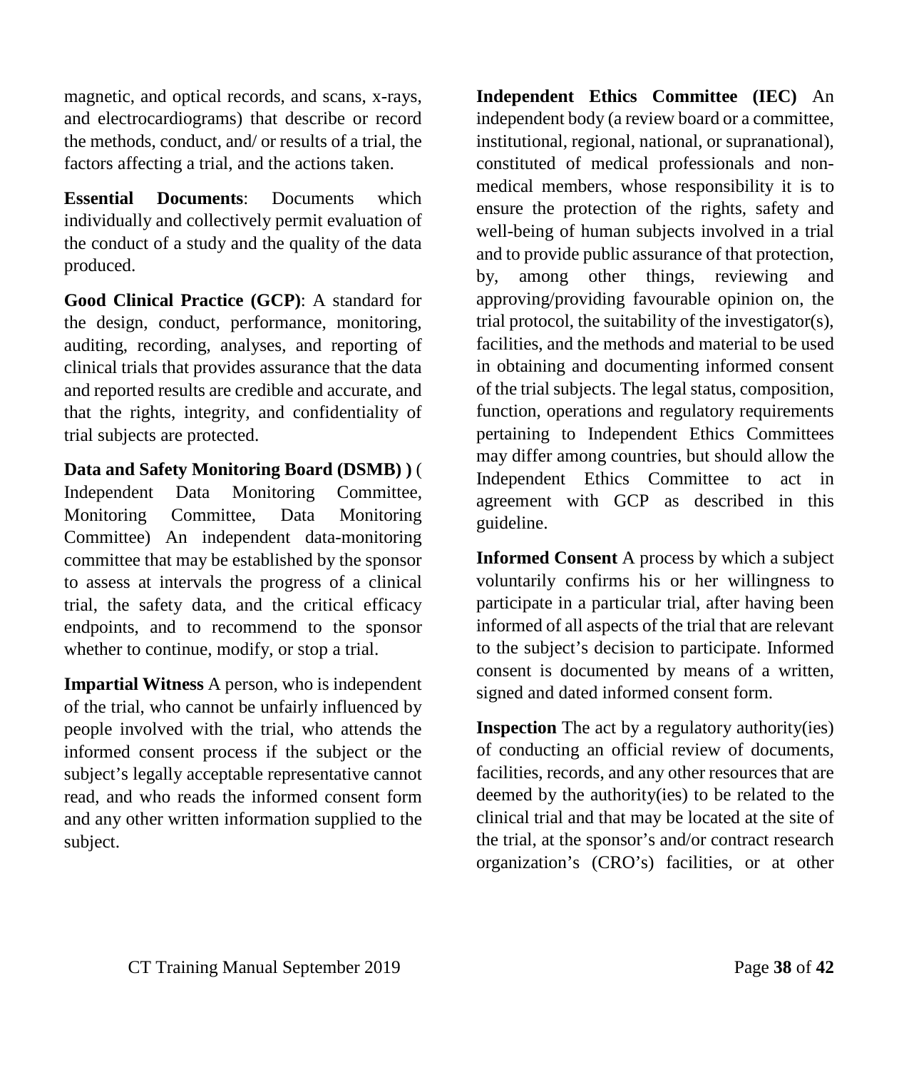magnetic, and optical records, and scans, x-rays, and electrocardiograms) that describe or record the methods, conduct, and/ or results of a trial, the factors affecting a trial, and the actions taken.

**Essential Documents**: Documents which individually and collectively permit evaluation of the conduct of a study and the quality of the data produced.

**Good Clinical Practice (GCP)**: A standard for the design, conduct, performance, monitoring, auditing, recording, analyses, and reporting of clinical trials that provides assurance that the data and reported results are credible and accurate, and that the rights, integrity, and confidentiality of trial subjects are protected.

**Data and Safety Monitoring Board (DSMB) )** ( Independent Data Monitoring Committee, Monitoring Committee, Data Monitoring Committee) An independent data-monitoring committee that may be established by the sponsor to assess at intervals the progress of a clinical trial, the safety data, and the critical efficacy endpoints, and to recommend to the sponsor whether to continue, modify, or stop a trial.

**Impartial Witness** A person, who is independent of the trial, who cannot be unfairly influenced by people involved with the trial, who attends the informed consent process if the subject or the subject's legally acceptable representative cannot read, and who reads the informed consent form and any other written information supplied to the subject.

**Independent Ethics Committee (IEC)** An independent body (a review board or a committee, institutional, regional, national, or supranational), constituted of medical professionals and non-medical members, whose responsibility it is to ensure the protection of the rights, safety and well-being of human subjects involved in a trial and to provide public assurance of that protection, by, among other things, reviewing and approving/providing favourable opinion on, the trial protocol, the suitability of the investigator(s), facilities, and the methods and material to be used in obtaining and documenting informed consent of the trial subjects. The legal status, composition, function, operations and regulatory requirements pertaining to Independent Ethics Committees may differ among countries, but should allow the Independent Ethics Committee to act in agreement with GCP as described in this guideline.

**Informed Consent** A process by which a subject voluntarily confirms his or her willingness to participate in a particular trial, after having been informed of all aspects of the trial that are relevant to the subject's decision to participate. Informed consent is documented by means of a written, signed and dated informed consent form.

**Inspection** The act by a regulatory authority(ies) of conducting an official review of documents, facilities, records, and any other resources that are deemed by the authority(ies) to be related to the clinical trial and that may be located at the site of the trial, at the sponsor's and/or contract research organization's (CRO's) facilities, or at other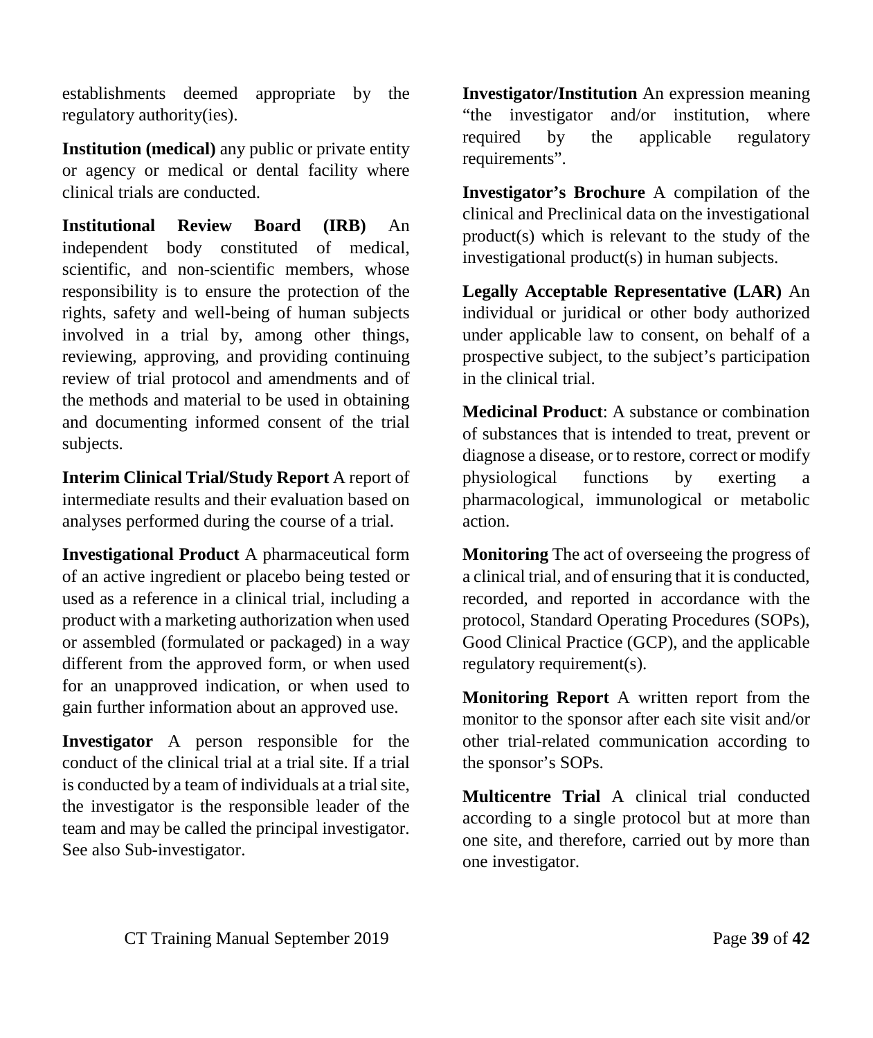establishments deemed appropriate by the regulatory authority(ies).

**Institution (medical)** any public or private entity or agency or medical or dental facility where clinical trials are conducted.

**Institutional Review Board (IRB)** An independent body constituted of medical, scientific, and non-scientific members, whose responsibility is to ensure the protection of the rights, safety and well-being of human subjects involved in a trial by, among other things, reviewing, approving, and providing continuing review of trial protocol and amendments and of the methods and material to be used in obtaining and documenting informed consent of the trial subjects.

**Interim Clinical Trial/Study Report** A report of intermediate results and their evaluation based on analyses performed during the course of a trial.

**Investigational Product** A pharmaceutical form of an active ingredient or placebo being tested or used as a reference in a clinical trial, including a product with a marketing authorization when used or assembled (formulated or packaged) in a way different from the approved form, or when used for an unapproved indication, or when used to gain further information about an approved use.

**Investigator** A person responsible for the conduct of the clinical trial at a trial site. If a trial is conducted by a team of individuals at a trial site, the investigator is the responsible leader of the team and may be called the principal investigator. See also Sub-investigator.

**Investigator/Institution** An expression meaning "the investigator and/or institution, where required by the applicable regulatory requirements".

**Investigator's Brochure** A compilation of the clinical and Preclinical data on the investigational product(s) which is relevant to the study of the investigational product(s) in human subjects.

**Legally Acceptable Representative (LAR)** An individual or juridical or other body authorized under applicable law to consent, on behalf of a prospective subject, to the subject's participation in the clinical trial.

**Medicinal Product**: A substance or combination of substances that is intended to treat, prevent or diagnose a disease, or to restore, correct or modify physiological functions by exerting a pharmacological, immunological or metabolic action.

**Monitoring** The act of overseeing the progress of a clinical trial, and of ensuring that it is conducted, recorded, and reported in accordance with the protocol, Standard Operating Procedures (SOPs), Good Clinical Practice (GCP), and the applicable regulatory requirement(s).

**Monitoring Report** A written report from the monitor to the sponsor after each site visit and/or other trial-related communication according to the sponsor's SOPs.

**Multicentre Trial** A clinical trial conducted according to a single protocol but at more than one site, and therefore, carried out by more than one investigator.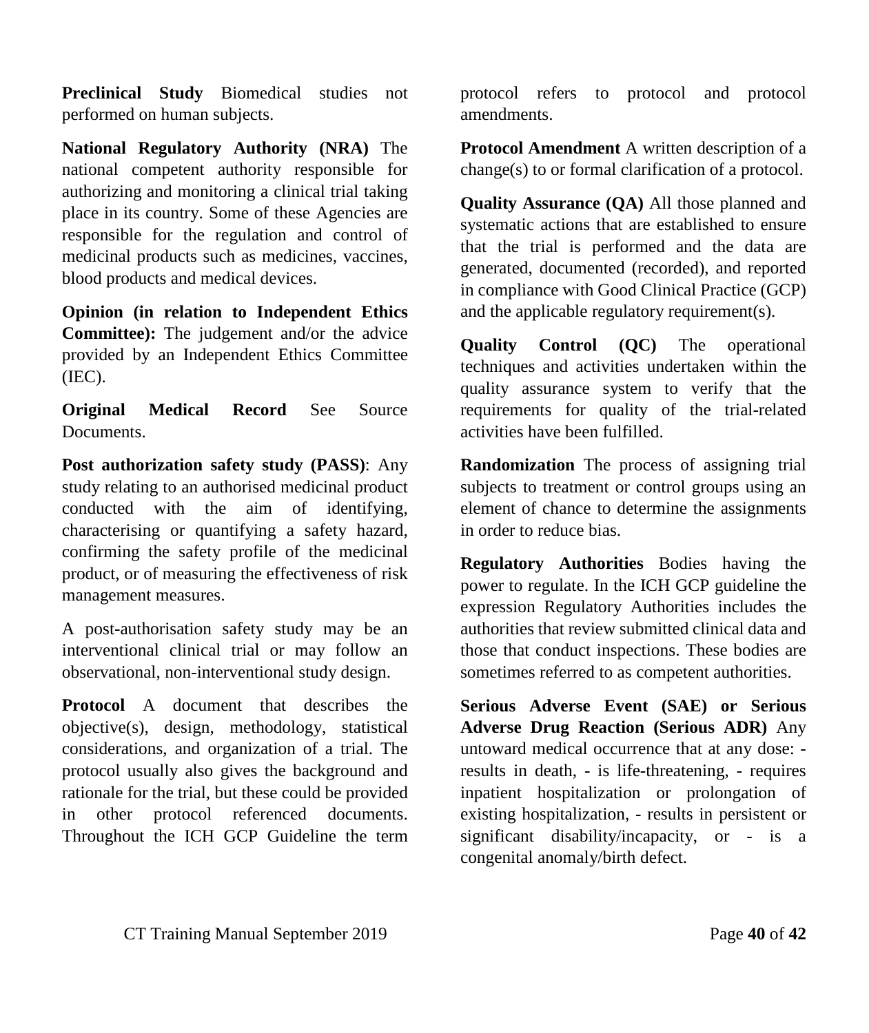**Preclinical Study** Biomedical studies not performed on human subjects.

**National Regulatory Authority (NRA)** The national competent authority responsible for authorizing and monitoring a clinical trial taking place in its country. Some of these Agencies are responsible for the regulation and control of medicinal products such as medicines, vaccines, blood products and medical devices.

**Opinion (in relation to Independent Ethics Committee):** The judgement and/or the advice provided by an Independent Ethics Committee (IEC).

**Original Medical Record** See Source Documents.

**Post authorization safety study (PASS)**: Any study relating to an authorised medicinal product conducted with the aim of identifying, characterising or quantifying a safety hazard, confirming the safety profile of the medicinal product, or of measuring the effectiveness of risk management measures.

A post-authorisation safety study may be an interventional clinical trial or may follow an observational, non-interventional study design.

**Protocol** A document that describes the objective(s), design, methodology, statistical considerations, and organization of a trial. The protocol usually also gives the background and rationale for the trial, but these could be provided in other protocol referenced documents. Throughout the ICH GCP Guideline the term protocol refers to protocol and protocol amendments.

**Protocol Amendment** A written description of a change(s) to or formal clarification of a protocol.

**Quality Assurance (QA)** All those planned and systematic actions that are established to ensure that the trial is performed and the data are generated, documented (recorded), and reported in compliance with Good Clinical Practice (GCP) and the applicable regulatory requirement(s).

**Quality Control (QC)** The operational techniques and activities undertaken within the quality assurance system to verify that the requirements for quality of the trial-related activities have been fulfilled.

**Randomization** The process of assigning trial subjects to treatment or control groups using an element of chance to determine the assignments in order to reduce bias.

**Regulatory Authorities** Bodies having the power to regulate. In the ICH GCP guideline the expression Regulatory Authorities includes the authorities that review submitted clinical data and those that conduct inspections. These bodies are sometimes referred to as competent authorities.

**Serious Adverse Event (SAE) or Serious Adverse Drug Reaction (Serious ADR)** Any untoward medical occurrence that at any dose: - results in death, - is life-threatening, - requires inpatient hospitalization or prolongation of existing hospitalization, - results in persistent or significant disability/incapacity, or - is a congenital anomaly/birth defect.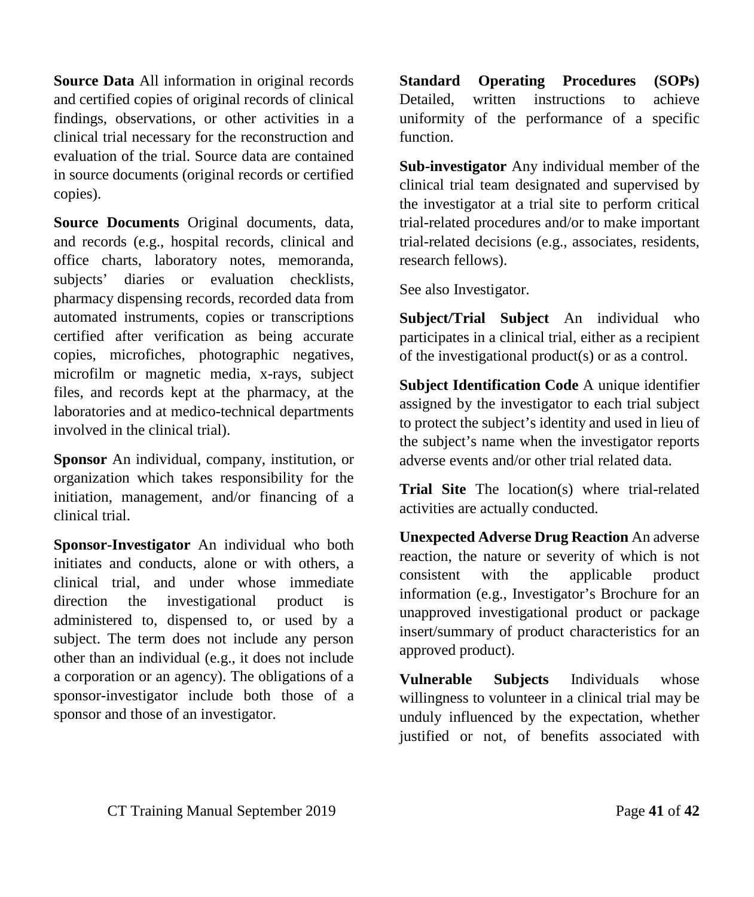**Source Data** All information in original records and certified copies of original records of clinical findings, observations, or other activities in a clinical trial necessary for the reconstruction and evaluation of the trial. Source data are contained in source documents (original records or certified copies).

**Source Documents** Original documents, data, and records (e.g., hospital records, clinical and office charts, laboratory notes, memoranda, subjects' diaries or evaluation checklists, pharmacy dispensing records, recorded data from automated instruments, copies or transcriptions certified after verification as being accurate copies, microfiches, photographic negatives, microfilm or magnetic media, x-rays, subject files, and records kept at the pharmacy, at the laboratories and at medico-technical departments involved in the clinical trial).

**Sponsor** An individual, company, institution, or organization which takes responsibility for the initiation, management, and/or financing of a clinical trial.

**Sponsor-Investigator** An individual who both initiates and conducts, alone or with others, a clinical trial, and under whose immediate direction the investigational product is administered to, dispensed to, or used by a subject. The term does not include any person other than an individual (e.g., it does not include a corporation or an agency). The obligations of a sponsor-investigator include both those of a sponsor and those of an investigator.

**Standard Operating Procedures (SOPs)** Detailed, written instructions to achieve uniformity of the performance of a specific function.

**Sub-investigator** Any individual member of the clinical trial team designated and supervised by the investigator at a trial site to perform critical trial-related procedures and/or to make important trial-related decisions (e.g., associates, residents, research fellows).

See also Investigator.

**Subject/Trial Subject** An individual who participates in a clinical trial, either as a recipient of the investigational product(s) or as a control.

**Subject Identification Code** A unique identifier assigned by the investigator to each trial subject to protect the subject's identity and used in lieu of the subject's name when the investigator reports adverse events and/or other trial related data.

**Trial Site** The location(s) where trial-related activities are actually conducted.

**Unexpected Adverse Drug Reaction** An adverse reaction, the nature or severity of which is not consistent with the applicable product information (e.g., Investigator's Brochure for an unapproved investigational product or package insert/summary of product characteristics for an approved product).

**Vulnerable Subjects** Individuals whose willingness to volunteer in a clinical trial may be unduly influenced by the expectation, whether justified or not, of benefits associated with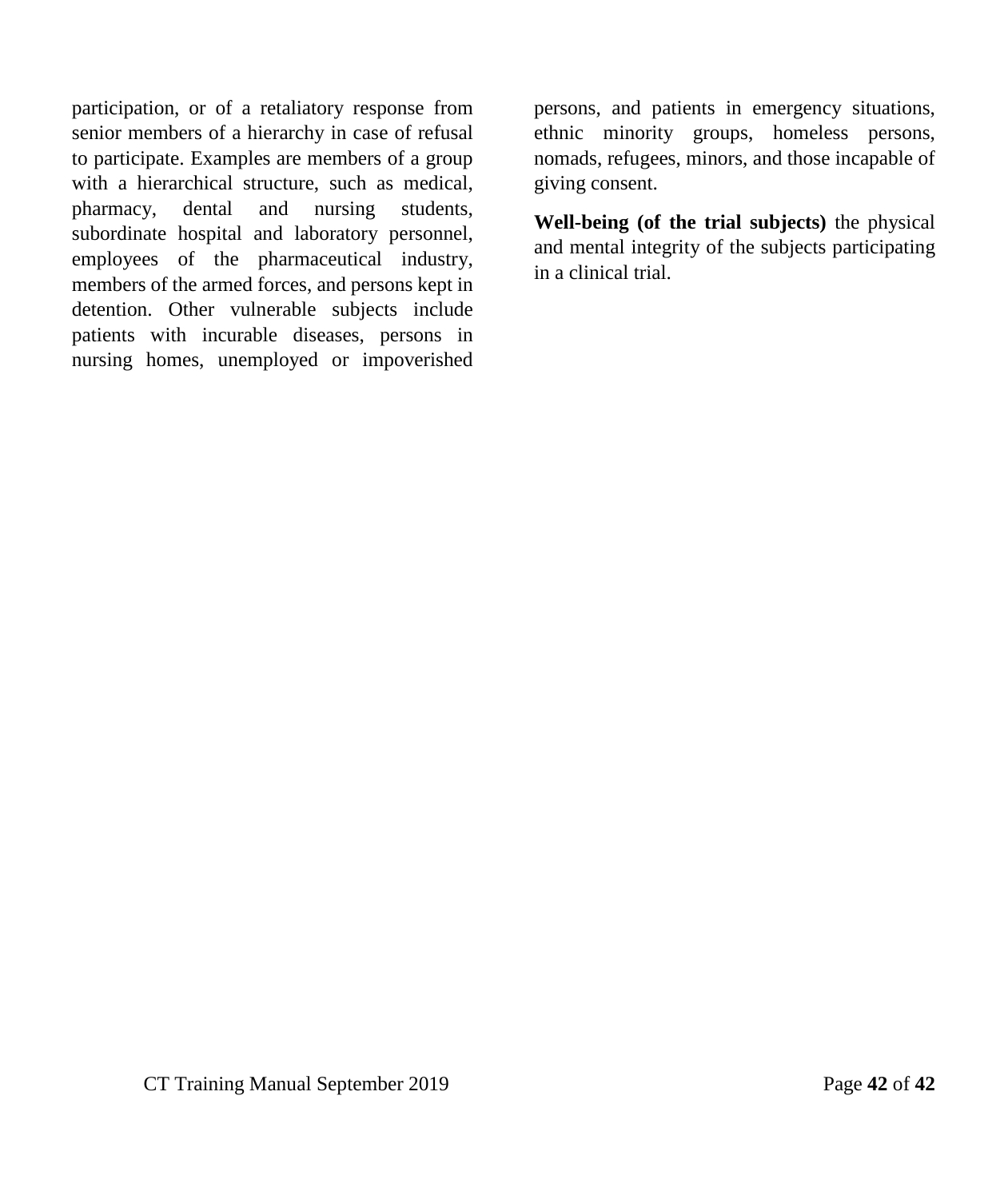participation, or of a retaliatory response from senior members of a hierarchy in case of refusal to participate. Examples are members of a group with a hierarchical structure, such as medical, pharmacy, dental and nursing students, subordinate hospital and laboratory personnel, employees of the pharmaceutical industry, members of the armed forces, and persons kept in detention. Other vulnerable subjects include patients with incurable diseases, persons in nursing homes, unemployed or impoverished persons, and patients in emergency situations, ethnic minority groups, homeless persons, nomads, refugees, minors, and those incapable of giving consent.

**Well-being (of the trial subjects)** the physical and mental integrity of the subjects participating in a clinical trial.